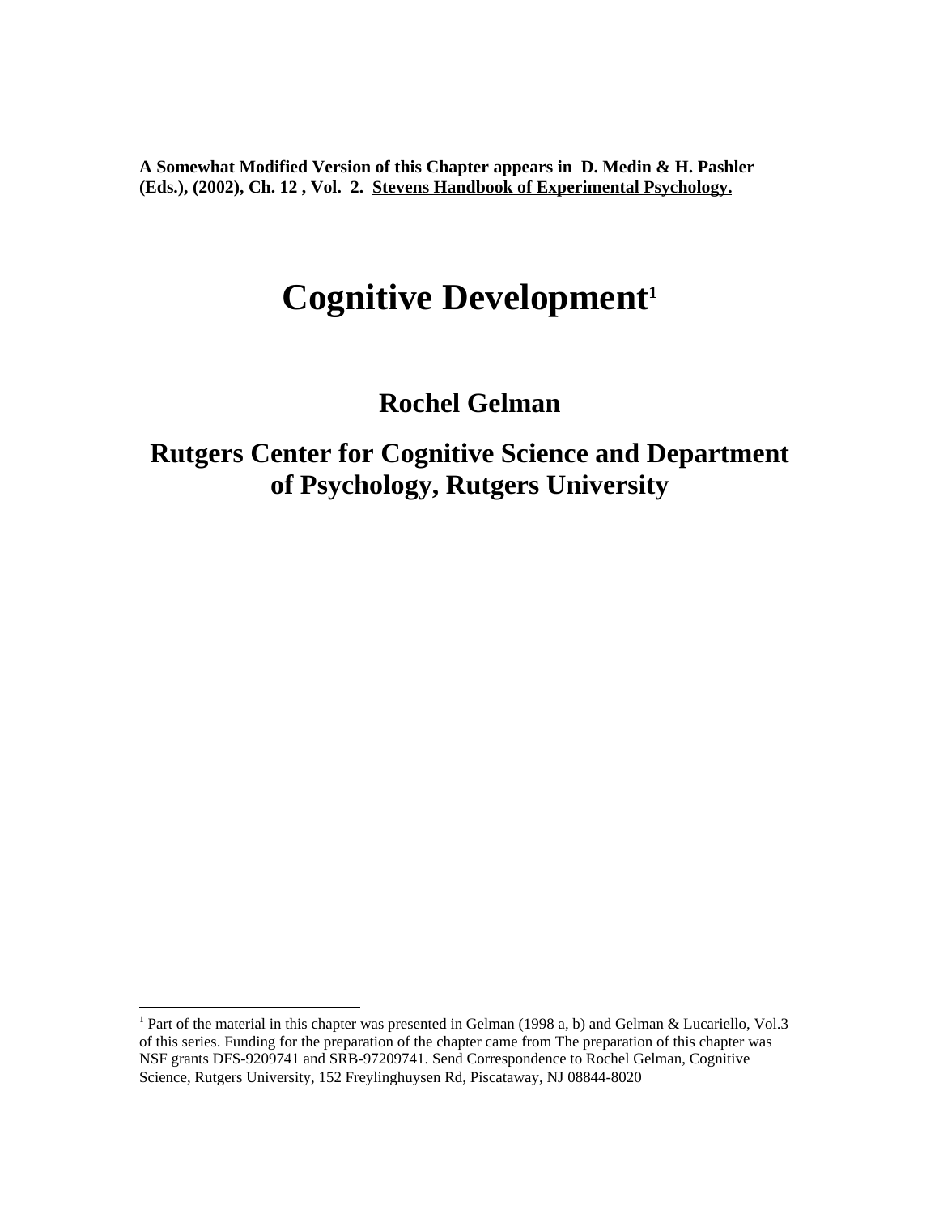**A Somewhat Modified Version of this Chapter appears in D. Medin & H. Pashler (Eds.), (2002), Ch. 12 , Vol. 2. Stevens Handbook of Experimental Psychology.**

# Cognitive Development[1]

## Rochel Gelman

## Rutgers Center for Cognitive Science and Department of Psychology, Rutgers University

---

[1] Part of the material in this chapter was presented in Gelman (1998 a, b) and Gelman & Lucariello, Vol.3 of this series. Funding for the preparation of the chapter came from The preparation of this chapter was NSF grants DFS-9209741 and SRB-97209741. Send Correspondence to Rochel Gelman, Cognitive Science, Rutgers University, 152 Freylinghuysen Rd, Piscataway, NJ 08844-8020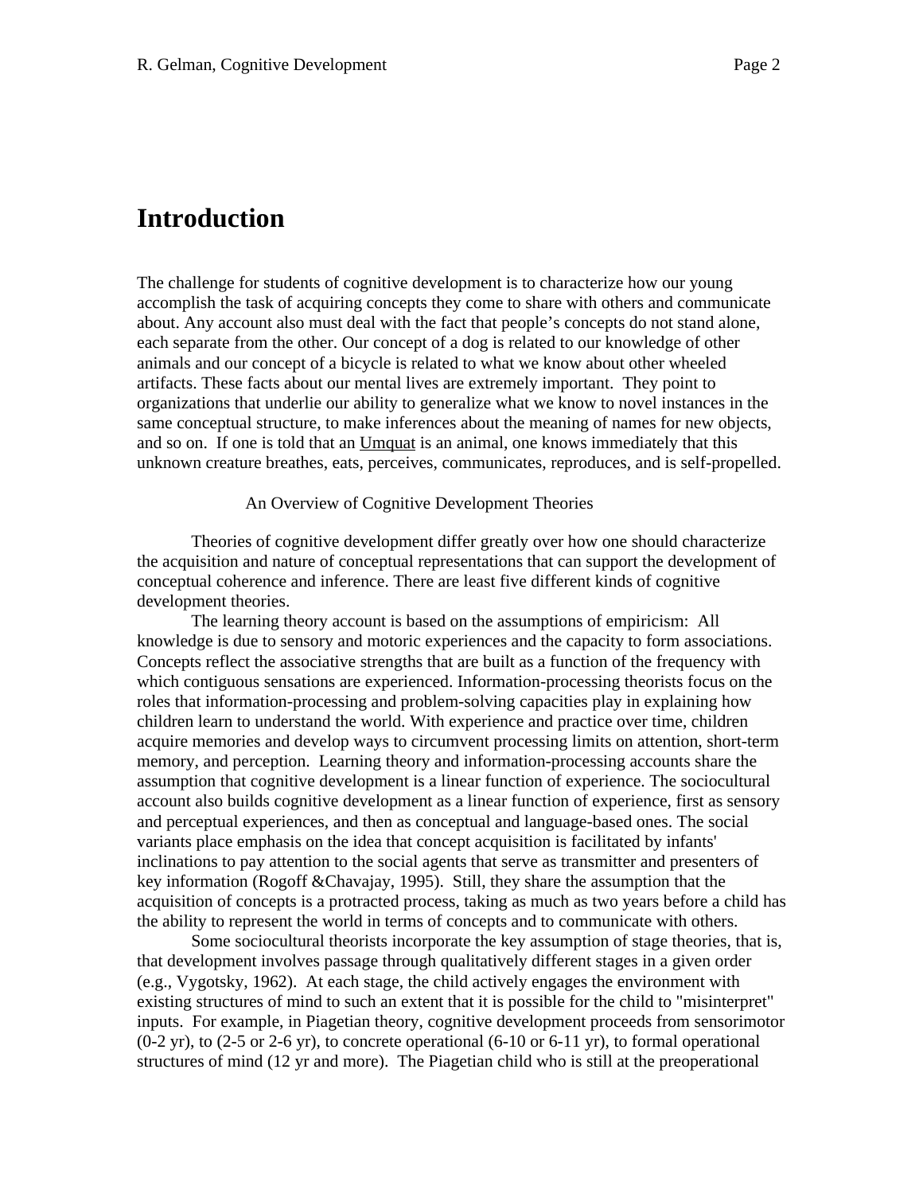# Introduction

The challenge for students of cognitive development is to characterize how our young accomplish the task of acquiring concepts they come to share with others and communicate about. Any account also must deal with the fact that people's concepts do not stand alone, each separate from the other. Our concept of a dog is related to our knowledge of other animals and our concept of a bicycle is related to what we know about other wheeled artifacts. These facts about our mental lives are extremely important. They point to organizations that underlie our ability to generalize what we know to novel instances in the same conceptual structure, to make inferences about the meaning of names for new objects, and so on. If one is told that an Umquat is an animal, one knows immediately that this unknown creature breathes, eats, perceives, communicates, reproduces, and is self-propelled.

An Overview of Cognitive Development Theories

Theories of cognitive development differ greatly over how one should characterize the acquisition and nature of conceptual representations that can support the development of conceptual coherence and inference. There are least five different kinds of cognitive development theories.

The learning theory account is based on the assumptions of empiricism: All knowledge is due to sensory and motoric experiences and the capacity to form associations. Concepts reflect the associative strengths that are built as a function of the frequency with which contiguous sensations are experienced. Information-processing theorists focus on the roles that information-processing and problem-solving capacities play in explaining how children learn to understand the world. With experience and practice over time, children acquire memories and develop ways to circumvent processing limits on attention, short-term memory, and perception. Learning theory and information-processing accounts share the assumption that cognitive development is a linear function of experience. The sociocultural account also builds cognitive development as a linear function of experience, first as sensory and perceptual experiences, and then as conceptual and language-based ones. The social variants place emphasis on the idea that concept acquisition is facilitated by infants' inclinations to pay attention to the social agents that serve as transmitter and presenters of key information (Rogoff &Chavajay, 1995). Still, they share the assumption that the acquisition of concepts is a protracted process, taking as much as two years before a child has the ability to represent the world in terms of concepts and to communicate with others.

Some sociocultural theorists incorporate the key assumption of stage theories, that is, that development involves passage through qualitatively different stages in a given order (e.g., Vygotsky, 1962). At each stage, the child actively engages the environment with existing structures of mind to such an extent that it is possible for the child to "misinterpret" inputs. For example, in Piagetian theory, cognitive development proceeds from sensorimotor (0-2 yr), to (2-5 or 2-6 yr), to concrete operational (6-10 or 6-11 yr), to formal operational structures of mind (12 yr and more). The Piagetian child who is still at the preoperational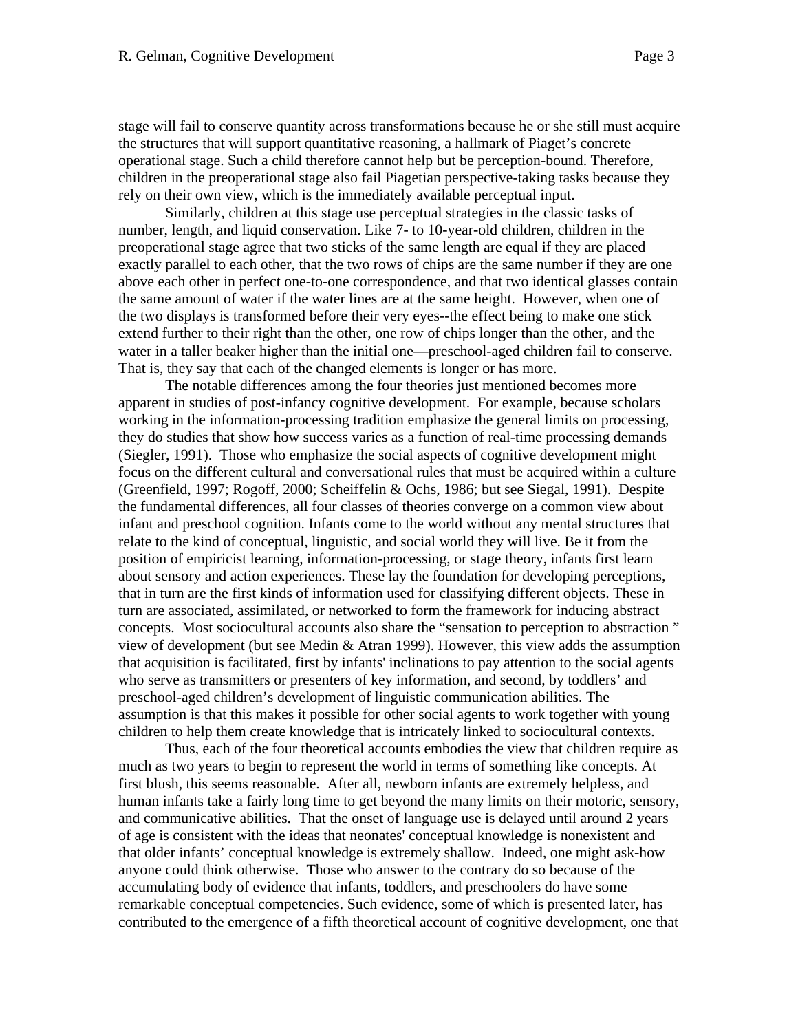stage will fail to conserve quantity across transformations because he or she still must acquire the structures that will support quantitative reasoning, a hallmark of Piaget's concrete operational stage. Such a child therefore cannot help but be perception-bound. Therefore, children in the preoperational stage also fail Piagetian perspective-taking tasks because they rely on their own view, which is the immediately available perceptual input.

Similarly, children at this stage use perceptual strategies in the classic tasks of number, length, and liquid conservation. Like 7- to 10-year-old children, children in the preoperational stage agree that two sticks of the same length are equal if they are placed exactly parallel to each other, that the two rows of chips are the same number if they are one above each other in perfect one-to-one correspondence, and that two identical glasses contain the same amount of water if the water lines are at the same height. However, when one of the two displays is transformed before their very eyes--the effect being to make one stick extend further to their right than the other, one row of chips longer than the other, and the water in a taller beaker higher than the initial one—preschool-aged children fail to conserve. That is, they say that each of the changed elements is longer or has more.

The notable differences among the four theories just mentioned becomes more apparent in studies of post-infancy cognitive development. For example, because scholars working in the information-processing tradition emphasize the general limits on processing, they do studies that show how success varies as a function of real-time processing demands (Siegler, 1991). Those who emphasize the social aspects of cognitive development might focus on the different cultural and conversational rules that must be acquired within a culture (Greenfield, 1997; Rogoff, 2000; Scheiffelin & Ochs, 1986; but see Siegal, 1991). Despite the fundamental differences, all four classes of theories converge on a common view about infant and preschool cognition. Infants come to the world without any mental structures that relate to the kind of conceptual, linguistic, and social world they will live. Be it from the position of empiricist learning, information-processing, or stage theory, infants first learn about sensory and action experiences. These lay the foundation for developing perceptions, that in turn are the first kinds of information used for classifying different objects. These in turn are associated, assimilated, or networked to form the framework for inducing abstract concepts. Most sociocultural accounts also share the "sensation to perception to abstraction " view of development (but see Medin & Atran 1999). However, this view adds the assumption that acquisition is facilitated, first by infants' inclinations to pay attention to the social agents who serve as transmitters or presenters of key information, and second, by toddlers' and preschool-aged children's development of linguistic communication abilities. The assumption is that this makes it possible for other social agents to work together with young children to help them create knowledge that is intricately linked to sociocultural contexts.

Thus, each of the four theoretical accounts embodies the view that children require as much as two years to begin to represent the world in terms of something like concepts. At first blush, this seems reasonable. After all, newborn infants are extremely helpless, and human infants take a fairly long time to get beyond the many limits on their motoric, sensory, and communicative abilities. That the onset of language use is delayed until around 2 years of age is consistent with the ideas that neonates' conceptual knowledge is nonexistent and that older infants' conceptual knowledge is extremely shallow. Indeed, one might ask-how anyone could think otherwise. Those who answer to the contrary do so because of the accumulating body of evidence that infants, toddlers, and preschoolers do have some remarkable conceptual competencies. Such evidence, some of which is presented later, has contributed to the emergence of a fifth theoretical account of cognitive development, one that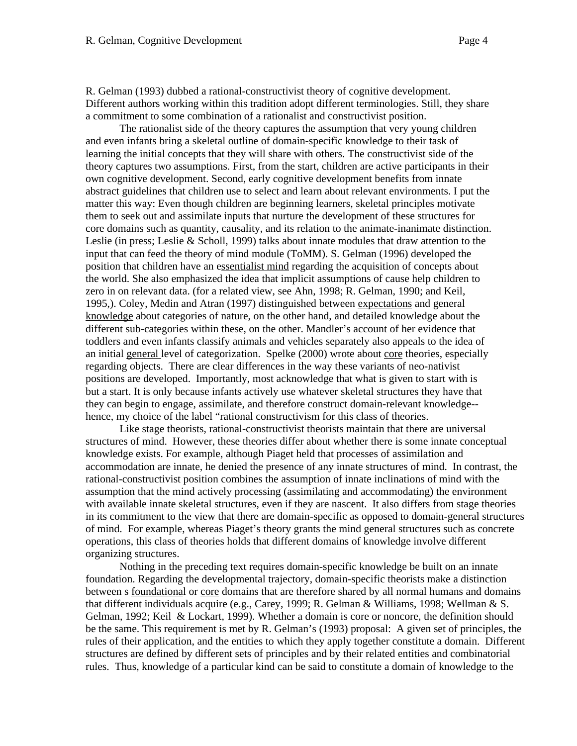R. Gelman (1993) dubbed a rational-constructivist theory of cognitive development. Different authors working within this tradition adopt different terminologies. Still, they share a commitment to some combination of a rationalist and constructivist position.

The rationalist side of the theory captures the assumption that very young children and even infants bring a skeletal outline of domain-specific knowledge to their task of learning the initial concepts that they will share with others. The constructivist side of the theory captures two assumptions. First, from the start, children are active participants in their own cognitive development. Second, early cognitive development benefits from innate abstract guidelines that children use to select and learn about relevant environments. I put the matter this way: Even though children are beginning learners, skeletal principles motivate them to seek out and assimilate inputs that nurture the development of these structures for core domains such as quantity, causality, and its relation to the animate-inanimate distinction. Leslie (in press; Leslie & Scholl, 1999) talks about innate modules that draw attention to the input that can feed the theory of mind module (ToMM). S. Gelman (1996) developed the position that children have an essentialist mind regarding the acquisition of concepts about the world. She also emphasized the idea that implicit assumptions of cause help children to zero in on relevant data. (for a related view, see Ahn, 1998; R. Gelman, 1990; and Keil, 1995,). Coley, Medin and Atran (1997) distinguished between expectations and general knowledge about categories of nature, on the other hand, and detailed knowledge about the different sub-categories within these, on the other. Mandler's account of her evidence that toddlers and even infants classify animals and vehicles separately also appeals to the idea of an initial general level of categorization. Spelke (2000) wrote about core theories, especially regarding objects. There are clear differences in the way these variants of neo-nativist positions are developed. Importantly, most acknowledge that what is given to start with is but a start. It is only because infants actively use whatever skeletal structures they have that they can begin to engage, assimilate, and therefore construct domain-relevant knowledge--hence, my choice of the label "rational constructivism for this class of theories.

Like stage theorists, rational-constructivist theorists maintain that there are universal structures of mind. However, these theories differ about whether there is some innate conceptual knowledge exists. For example, although Piaget held that processes of assimilation and accommodation are innate, he denied the presence of any innate structures of mind. In contrast, the rational-constructivist position combines the assumption of innate inclinations of mind with the assumption that the mind actively processing (assimilating and accommodating) the environment with available innate skeletal structures, even if they are nascent. It also differs from stage theories in its commitment to the view that there are domain-specific as opposed to domain-general structures of mind. For example, whereas Piaget's theory grants the mind general structures such as concrete operations, this class of theories holds that different domains of knowledge involve different organizing structures.

Nothing in the preceding text requires domain-specific knowledge be built on an innate foundation. Regarding the developmental trajectory, domain-specific theorists make a distinction between s foundational or core domains that are therefore shared by all normal humans and domains that different individuals acquire (e.g., Carey, 1999; R. Gelman & Williams, 1998; Wellman & S. Gelman, 1992; Keil & Lockart, 1999). Whether a domain is core or noncore, the definition should be the same. This requirement is met by R. Gelman's (1993) proposal: A given set of principles, the rules of their application, and the entities to which they apply together constitute a domain. Different structures are defined by different sets of principles and by their related entities and combinatorial rules. Thus, knowledge of a particular kind can be said to constitute a domain of knowledge to the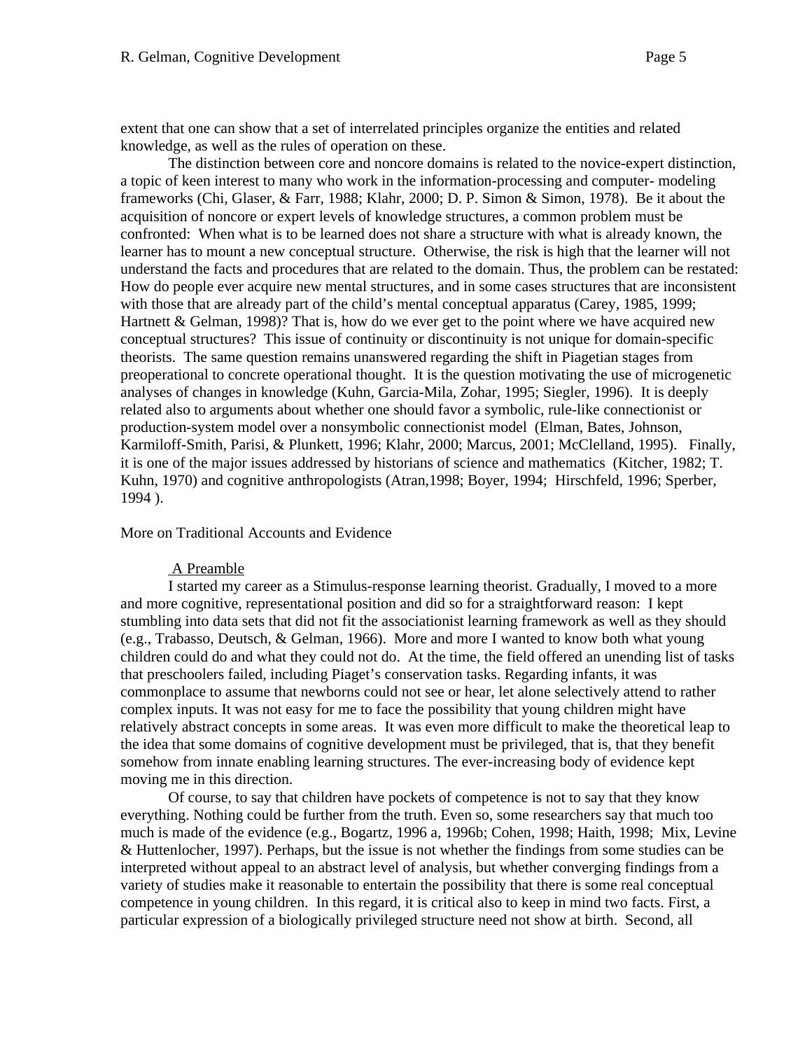extent that one can show that a set of interrelated principles organize the entities and related knowledge, as well as the rules of operation on these.

The distinction between core and noncore domains is related to the novice-expert distinction, a topic of keen interest to many who work in the information-processing and computer- modeling frameworks (Chi, Glaser, & Farr, 1988; Klahr, 2000; D. P. Simon & Simon, 1978). Be it about the acquisition of noncore or expert levels of knowledge structures, a common problem must be confronted: When what is to be learned does not share a structure with what is already known, the learner has to mount a new conceptual structure. Otherwise, the risk is high that the learner will not understand the facts and procedures that are related to the domain. Thus, the problem can be restated: How do people ever acquire new mental structures, and in some cases structures that are inconsistent with those that are already part of the child's mental conceptual apparatus (Carey, 1985, 1999; Hartnett & Gelman, 1998)? That is, how do we ever get to the point where we have acquired new conceptual structures? This issue of continuity or discontinuity is not unique for domain-specific theorists. The same question remains unanswered regarding the shift in Piagetian stages from preoperational to concrete operational thought. It is the question motivating the use of microgenetic analyses of changes in knowledge (Kuhn, Garcia-Mila, Zohar, 1995; Siegler, 1996). It is deeply related also to arguments about whether one should favor a symbolic, rule-like connectionist or production-system model over a nonsymbolic connectionist model (Elman, Bates, Johnson, Karmiloff-Smith, Parisi, & Plunkett, 1996; Klahr, 2000; Marcus, 2001; McClelland, 1995). Finally, it is one of the major issues addressed by historians of science and mathematics (Kitcher, 1982; T. Kuhn, 1970) and cognitive anthropologists (Atran,1998; Boyer, 1994; Hirschfeld, 1996; Sperber, 1994 ).

## More on Traditional Accounts and Evidence

### A Preamble

I started my career as a Stimulus-response learning theorist. Gradually, I moved to a more and more cognitive, representational position and did so for a straightforward reason: I kept stumbling into data sets that did not fit the associationist learning framework as well as they should (e.g., Trabasso, Deutsch, & Gelman, 1966). More and more I wanted to know both what young children could do and what they could not do. At the time, the field offered an unending list of tasks that preschoolers failed, including Piaget's conservation tasks. Regarding infants, it was commonplace to assume that newborns could not see or hear, let alone selectively attend to rather complex inputs. It was not easy for me to face the possibility that young children might have relatively abstract concepts in some areas. It was even more difficult to make the theoretical leap to the idea that some domains of cognitive development must be privileged, that is, that they benefit somehow from innate enabling learning structures. The ever-increasing body of evidence kept moving me in this direction.

Of course, to say that children have pockets of competence is not to say that they know everything. Nothing could be further from the truth. Even so, some researchers say that much too much is made of the evidence (e.g., Bogartz, 1996 a, 1996b; Cohen, 1998; Haith, 1998; Mix, Levine & Huttenlocher, 1997). Perhaps, but the issue is not whether the findings from some studies can be interpreted without appeal to an abstract level of analysis, but whether converging findings from a variety of studies make it reasonable to entertain the possibility that there is some real conceptual competence in young children. In this regard, it is critical also to keep in mind two facts. First, a particular expression of a biologically privileged structure need not show at birth. Second, all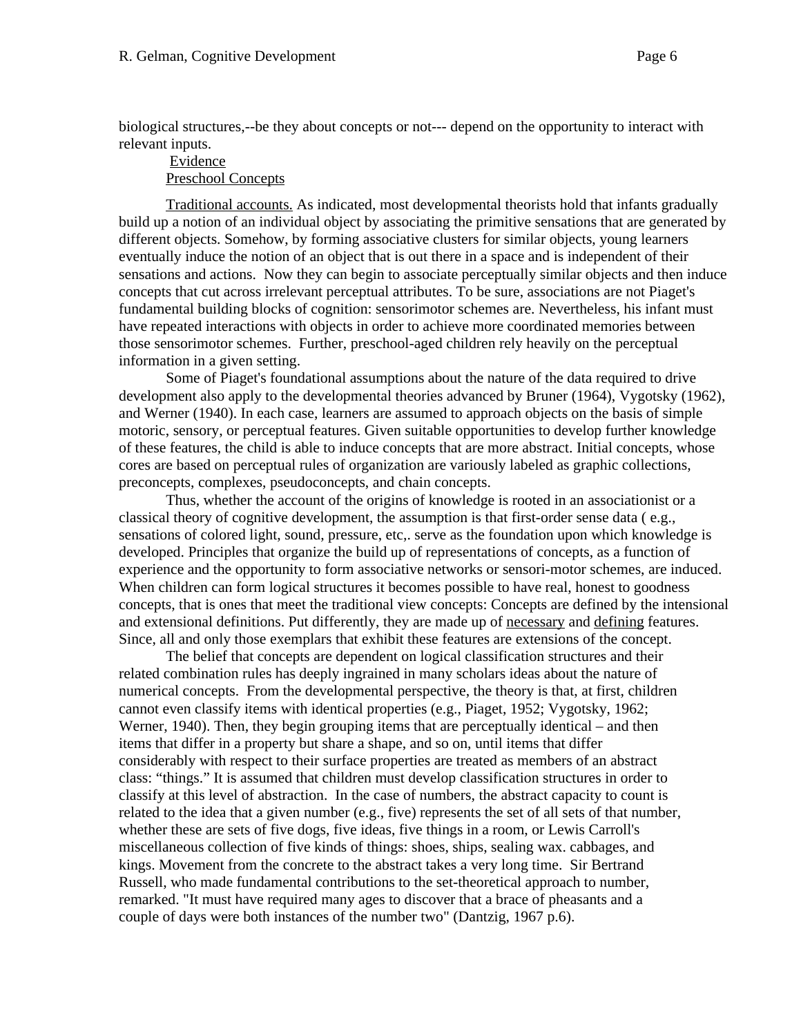biological structures,--be they about concepts or not--- depend on the opportunity to interact with relevant inputs.

## Evidence

### Preschool Concepts

Traditional accounts. As indicated, most developmental theorists hold that infants gradually build up a notion of an individual object by associating the primitive sensations that are generated by different objects. Somehow, by forming associative clusters for similar objects, young learners eventually induce the notion of an object that is out there in a space and is independent of their sensations and actions. Now they can begin to associate perceptually similar objects and then induce concepts that cut across irrelevant perceptual attributes. To be sure, associations are not Piaget's fundamental building blocks of cognition: sensorimotor schemes are. Nevertheless, his infant must have repeated interactions with objects in order to achieve more coordinated memories between those sensorimotor schemes. Further, preschool-aged children rely heavily on the perceptual information in a given setting.

Some of Piaget's foundational assumptions about the nature of the data required to drive development also apply to the developmental theories advanced by Bruner (1964), Vygotsky (1962), and Werner (1940). In each case, learners are assumed to approach objects on the basis of simple motoric, sensory, or perceptual features. Given suitable opportunities to develop further knowledge of these features, the child is able to induce concepts that are more abstract. Initial concepts, whose cores are based on perceptual rules of organization are variously labeled as graphic collections, preconcepts, complexes, pseudoconcepts, and chain concepts.

Thus, whether the account of the origins of knowledge is rooted in an associationist or a classical theory of cognitive development, the assumption is that first-order sense data ( e.g., sensations of colored light, sound, pressure, etc,. serve as the foundation upon which knowledge is developed. Principles that organize the build up of representations of concepts, as a function of experience and the opportunity to form associative networks or sensori-motor schemes, are induced. When children can form logical structures it becomes possible to have real, honest to goodness concepts, that is ones that meet the traditional view concepts: Concepts are defined by the intensional and extensional definitions. Put differently, they are made up of necessary and defining features. Since, all and only those exemplars that exhibit these features are extensions of the concept.

The belief that concepts are dependent on logical classification structures and their related combination rules has deeply ingrained in many scholars ideas about the nature of numerical concepts. From the developmental perspective, the theory is that, at first, children cannot even classify items with identical properties (e.g., Piaget, 1952; Vygotsky, 1962; Werner, 1940). Then, they begin grouping items that are perceptually identical – and then items that differ in a property but share a shape, and so on, until items that differ considerably with respect to their surface properties are treated as members of an abstract class: "things." It is assumed that children must develop classification structures in order to classify at this level of abstraction. In the case of numbers, the abstract capacity to count is related to the idea that a given number (e.g., five) represents the set of all sets of that number, whether these are sets of five dogs, five ideas, five things in a room, or Lewis Carroll's miscellaneous collection of five kinds of things: shoes, ships, sealing wax. cabbages, and kings. Movement from the concrete to the abstract takes a very long time. Sir Bertrand Russell, who made fundamental contributions to the set-theoretical approach to number, remarked. "It must have required many ages to discover that a brace of pheasants and a couple of days were both instances of the number two" (Dantzig, 1967 p.6).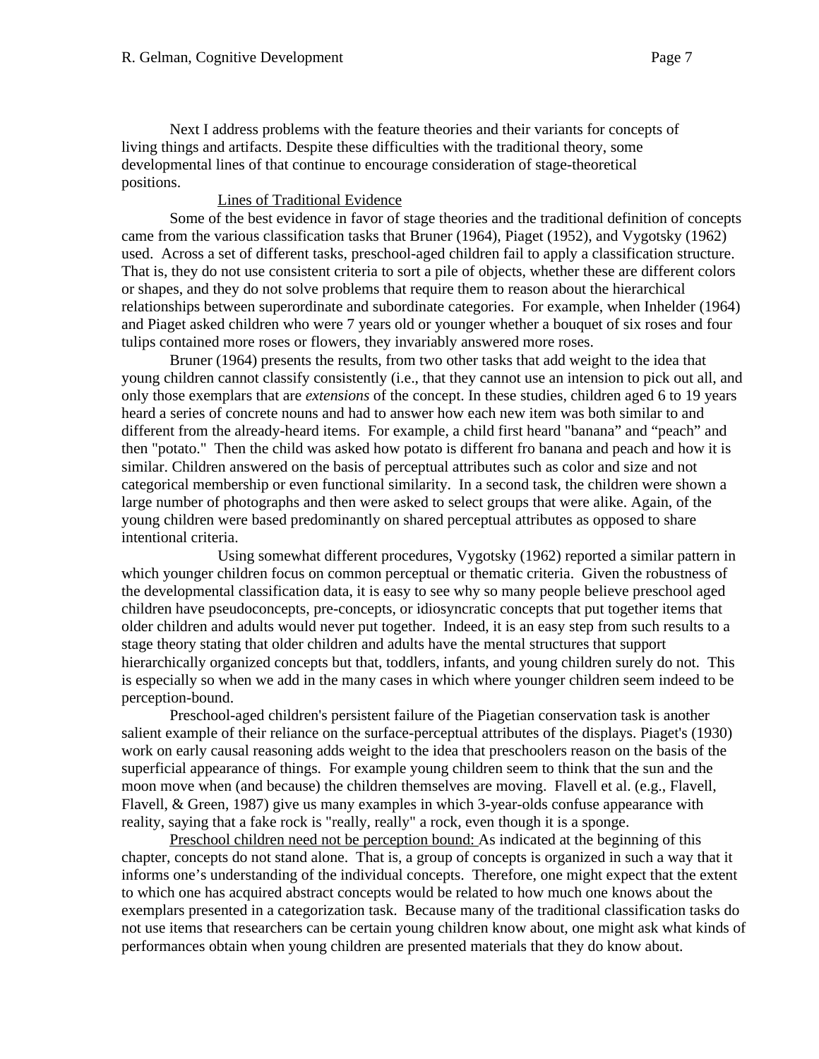Next I address problems with the feature theories and their variants for concepts of living things and artifacts. Despite these difficulties with the traditional theory, some developmental lines of that continue to encourage consideration of stage-theoretical positions.

## Lines of Traditional Evidence

Some of the best evidence in favor of stage theories and the traditional definition of concepts came from the various classification tasks that Bruner (1964), Piaget (1952), and Vygotsky (1962) used. Across a set of different tasks, preschool-aged children fail to apply a classification structure. That is, they do not use consistent criteria to sort a pile of objects, whether these are different colors or shapes, and they do not solve problems that require them to reason about the hierarchical relationships between superordinate and subordinate categories. For example, when Inhelder (1964) and Piaget asked children who were 7 years old or younger whether a bouquet of six roses and four tulips contained more roses or flowers, they invariably answered more roses.

Bruner (1964) presents the results, from two other tasks that add weight to the idea that young children cannot classify consistently (i.e., that they cannot use an intension to pick out all, and only those exemplars that are *extensions* of the concept. In these studies, children aged 6 to 19 years heard a series of concrete nouns and had to answer how each new item was both similar to and different from the already-heard items. For example, a child first heard "banana" and "peach" and then "potato." Then the child was asked how potato is different fro banana and peach and how it is similar. Children answered on the basis of perceptual attributes such as color and size and not categorical membership or even functional similarity. In a second task, the children were shown a large number of photographs and then were asked to select groups that were alike. Again, of the young children were based predominantly on shared perceptual attributes as opposed to share intentional criteria.

Using somewhat different procedures, Vygotsky (1962) reported a similar pattern in which younger children focus on common perceptual or thematic criteria. Given the robustness of the developmental classification data, it is easy to see why so many people believe preschool aged children have pseudoconcepts, pre-concepts, or idiosyncratic concepts that put together items that older children and adults would never put together. Indeed, it is an easy step from such results to a stage theory stating that older children and adults have the mental structures that support hierarchically organized concepts but that, toddlers, infants, and young children surely do not. This is especially so when we add in the many cases in which where younger children seem indeed to be perception-bound.

Preschool-aged children's persistent failure of the Piagetian conservation task is another salient example of their reliance on the surface-perceptual attributes of the displays. Piaget's (1930) work on early causal reasoning adds weight to the idea that preschoolers reason on the basis of the superficial appearance of things. For example young children seem to think that the sun and the moon move when (and because) the children themselves are moving. Flavell et al. (e.g., Flavell, Flavell, & Green, 1987) give us many examples in which 3-year-olds confuse appearance with reality, saying that a fake rock is "really, really" a rock, even though it is a sponge.

Preschool children need not be perception bound: As indicated at the beginning of this chapter, concepts do not stand alone. That is, a group of concepts is organized in such a way that it informs one's understanding of the individual concepts. Therefore, one might expect that the extent to which one has acquired abstract concepts would be related to how much one knows about the exemplars presented in a categorization task. Because many of the traditional classification tasks do not use items that researchers can be certain young children know about, one might ask what kinds of performances obtain when young children are presented materials that they do know about.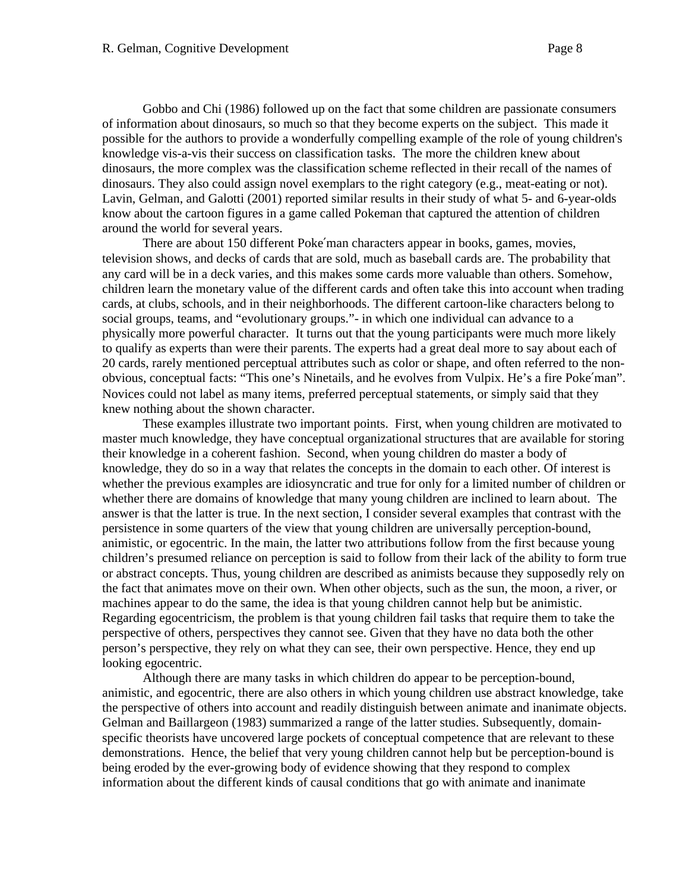Gobbo and Chi (1986) followed up on the fact that some children are passionate consumers of information about dinosaurs, so much so that they become experts on the subject. This made it possible for the authors to provide a wonderfully compelling example of the role of young children's knowledge vis-a-vis their success on classification tasks. The more the children knew about dinosaurs, the more complex was the classification scheme reflected in their recall of the names of dinosaurs. They also could assign novel exemplars to the right category (e.g., meat-eating or not). Lavin, Gelman, and Galotti (2001) reported similar results in their study of what 5- and 6-year-olds know about the cartoon figures in a game called Pokeman that captured the attention of children around the world for several years.

There are about 150 different Poke´man characters appear in books, games, movies, television shows, and decks of cards that are sold, much as baseball cards are. The probability that any card will be in a deck varies, and this makes some cards more valuable than others. Somehow, children learn the monetary value of the different cards and often take this into account when trading cards, at clubs, schools, and in their neighborhoods. The different cartoon-like characters belong to social groups, teams, and "evolutionary groups."- in which one individual can advance to a physically more powerful character. It turns out that the young participants were much more likely to qualify as experts than were their parents. The experts had a great deal more to say about each of 20 cards, rarely mentioned perceptual attributes such as color or shape, and often referred to the non-obvious, conceptual facts: "This one's Ninetails, and he evolves from Vulpix. He's a fire Poke´man". Novices could not label as many items, preferred perceptual statements, or simply said that they knew nothing about the shown character.

These examples illustrate two important points. First, when young children are motivated to master much knowledge, they have conceptual organizational structures that are available for storing their knowledge in a coherent fashion. Second, when young children do master a body of knowledge, they do so in a way that relates the concepts in the domain to each other. Of interest is whether the previous examples are idiosyncratic and true for only for a limited number of children or whether there are domains of knowledge that many young children are inclined to learn about. The answer is that the latter is true. In the next section, I consider several examples that contrast with the persistence in some quarters of the view that young children are universally perception-bound, animistic, or egocentric. In the main, the latter two attributions follow from the first because young children's presumed reliance on perception is said to follow from their lack of the ability to form true or abstract concepts. Thus, young children are described as animists because they supposedly rely on the fact that animates move on their own. When other objects, such as the sun, the moon, a river, or machines appear to do the same, the idea is that young children cannot help but be animistic. Regarding egocentricism, the problem is that young children fail tasks that require them to take the perspective of others, perspectives they cannot see. Given that they have no data both the other person's perspective, they rely on what they can see, their own perspective. Hence, they end up looking egocentric.

Although there are many tasks in which children do appear to be perception-bound, animistic, and egocentric, there are also others in which young children use abstract knowledge, take the perspective of others into account and readily distinguish between animate and inanimate objects. Gelman and Baillargeon (1983) summarized a range of the latter studies. Subsequently, domain-specific theorists have uncovered large pockets of conceptual competence that are relevant to these demonstrations. Hence, the belief that very young children cannot help but be perception-bound is being eroded by the ever-growing body of evidence showing that they respond to complex information about the different kinds of causal conditions that go with animate and inanimate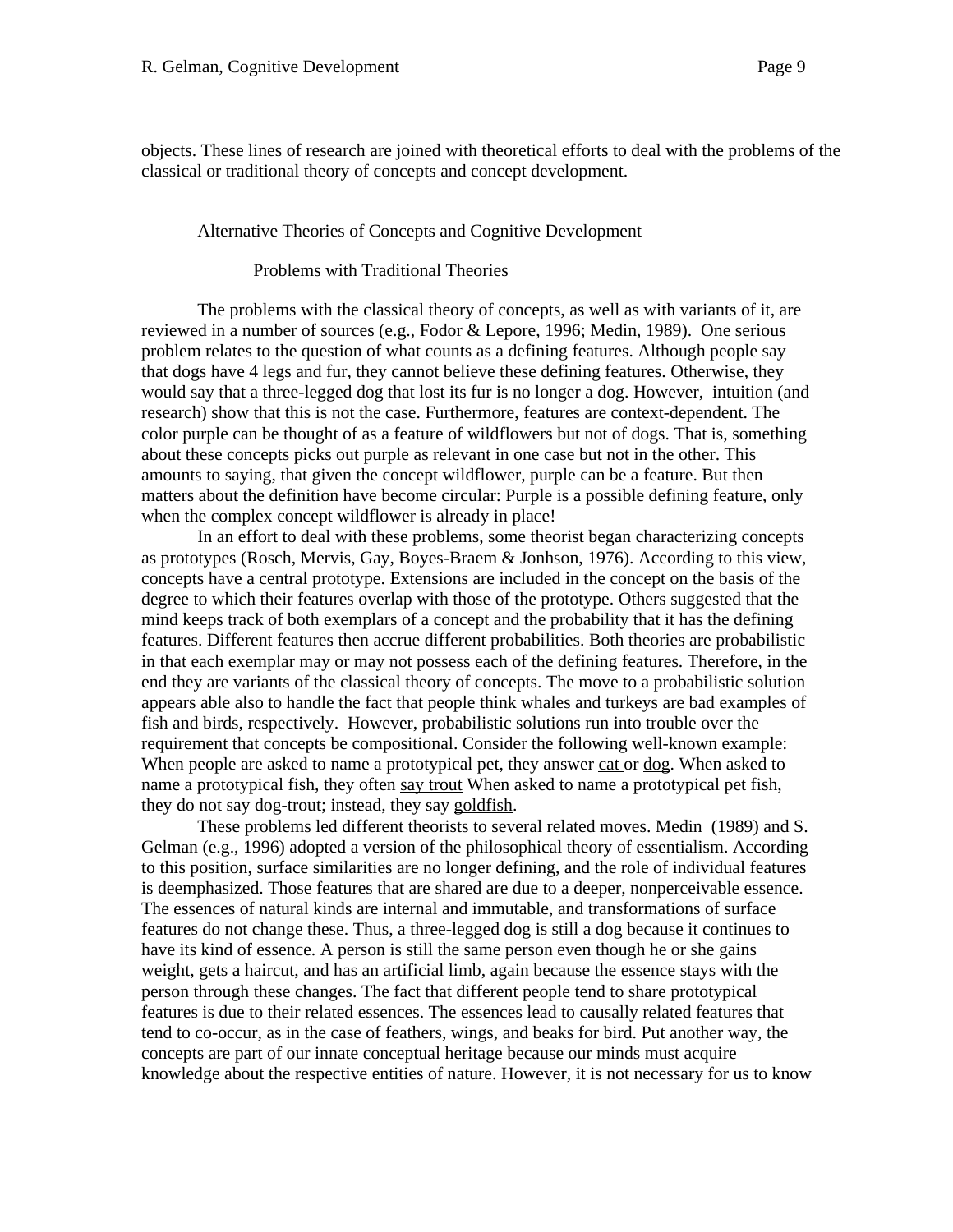objects. These lines of research are joined with theoretical efforts to deal with the problems of the classical or traditional theory of concepts and concept development.

## Alternative Theories of Concepts and Cognitive Development

### Problems with Traditional Theories

The problems with the classical theory of concepts, as well as with variants of it, are reviewed in a number of sources (e.g., Fodor & Lepore, 1996; Medin, 1989). One serious problem relates to the question of what counts as a defining features. Although people say that dogs have 4 legs and fur, they cannot believe these defining features. Otherwise, they would say that a three-legged dog that lost its fur is no longer a dog. However, intuition (and research) show that this is not the case. Furthermore, features are context-dependent. The color purple can be thought of as a feature of wildflowers but not of dogs. That is, something about these concepts picks out purple as relevant in one case but not in the other. This amounts to saying, that given the concept wildflower, purple can be a feature. But then matters about the definition have become circular: Purple is a possible defining feature, only when the complex concept wildflower is already in place!

In an effort to deal with these problems, some theorist began characterizing concepts as prototypes (Rosch, Mervis, Gay, Boyes-Braem & Jonhson, 1976). According to this view, concepts have a central prototype. Extensions are included in the concept on the basis of the degree to which their features overlap with those of the prototype. Others suggested that the mind keeps track of both exemplars of a concept and the probability that it has the defining features. Different features then accrue different probabilities. Both theories are probabilistic in that each exemplar may or may not possess each of the defining features. Therefore, in the end they are variants of the classical theory of concepts. The move to a probabilistic solution appears able also to handle the fact that people think whales and turkeys are bad examples of fish and birds, respectively. However, probabilistic solutions run into trouble over the requirement that concepts be compositional. Consider the following well-known example: When people are asked to name a prototypical pet, they answer <u>cat</u> or <u>dog</u>. When asked to name a prototypical fish, they often <u>say trout</u> When asked to name a prototypical pet fish, they do not say dog-trout; instead, they say <u>goldfish</u>.

These problems led different theorists to several related moves. Medin (1989) and S. Gelman (e.g., 1996) adopted a version of the philosophical theory of essentialism. According to this position, surface similarities are no longer defining, and the role of individual features is deemphasized. Those features that are shared are due to a deeper, nonperceivable essence. The essences of natural kinds are internal and immutable, and transformations of surface features do not change these. Thus, a three-legged dog is still a dog because it continues to have its kind of essence. A person is still the same person even though he or she gains weight, gets a haircut, and has an artificial limb, again because the essence stays with the person through these changes. The fact that different people tend to share prototypical features is due to their related essences. The essences lead to causally related features that tend to co-occur, as in the case of feathers, wings, and beaks for bird. Put another way, the concepts are part of our innate conceptual heritage because our minds must acquire knowledge about the respective entities of nature. However, it is not necessary for us to know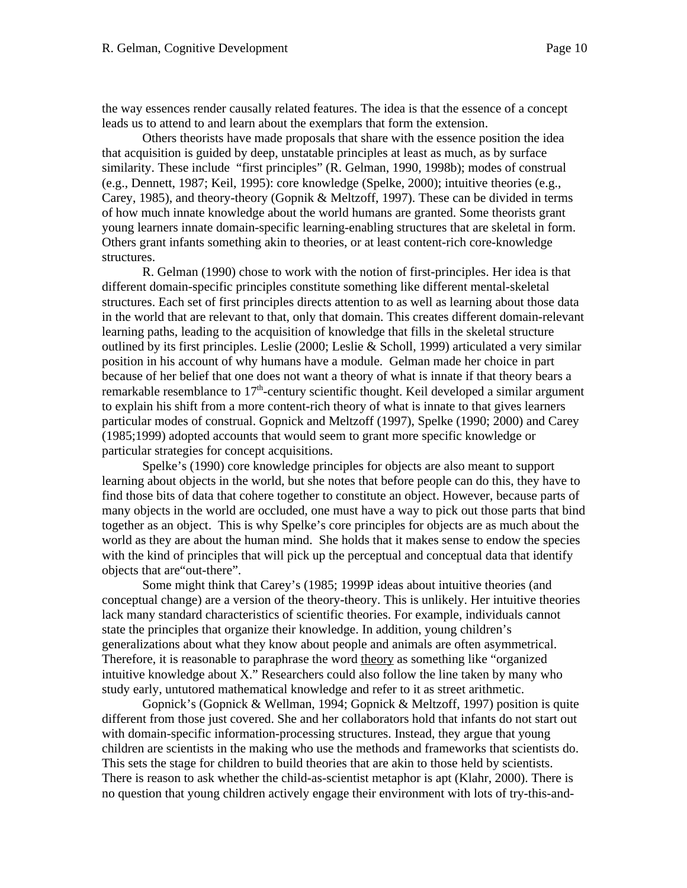the way essences render causally related features. The idea is that the essence of a concept leads us to attend to and learn about the exemplars that form the extension.

Others theorists have made proposals that share with the essence position the idea that acquisition is guided by deep, unstatable principles at least as much, as by surface similarity. These include "first principles" (R. Gelman, 1990, 1998b); modes of construal (e.g., Dennett, 1987; Keil, 1995): core knowledge (Spelke, 2000); intuitive theories (e.g., Carey, 1985), and theory-theory (Gopnik & Meltzoff, 1997). These can be divided in terms of how much innate knowledge about the world humans are granted. Some theorists grant young learners innate domain-specific learning-enabling structures that are skeletal in form. Others grant infants something akin to theories, or at least content-rich core-knowledge structures.

R. Gelman (1990) chose to work with the notion of first-principles. Her idea is that different domain-specific principles constitute something like different mental-skeletal structures. Each set of first principles directs attention to as well as learning about those data in the world that are relevant to that, only that domain. This creates different domain-relevant learning paths, leading to the acquisition of knowledge that fills in the skeletal structure outlined by its first principles. Leslie (2000; Leslie & Scholl, 1999) articulated a very similar position in his account of why humans have a module. Gelman made her choice in part because of her belief that one does not want a theory of what is innate if that theory bears a remarkable resemblance to 17th-century scientific thought. Keil developed a similar argument to explain his shift from a more content-rich theory of what is innate to that gives learners particular modes of construal. Gopnick and Meltzoff (1997), Spelke (1990; 2000) and Carey (1985;1999) adopted accounts that would seem to grant more specific knowledge or particular strategies for concept acquisitions.

Spelke's (1990) core knowledge principles for objects are also meant to support learning about objects in the world, but she notes that before people can do this, they have to find those bits of data that cohere together to constitute an object. However, because parts of many objects in the world are occluded, one must have a way to pick out those parts that bind together as an object. This is why Spelke's core principles for objects are as much about the world as they are about the human mind. She holds that it makes sense to endow the species with the kind of principles that will pick up the perceptual and conceptual data that identify objects that are"out-there".

Some might think that Carey's (1985; 1999P ideas about intuitive theories (and conceptual change) are a version of the theory-theory. This is unlikely. Her intuitive theories lack many standard characteristics of scientific theories. For example, individuals cannot state the principles that organize their knowledge. In addition, young children's generalizations about what they know about people and animals are often asymmetrical. Therefore, it is reasonable to paraphrase the word <u>theory</u> as something like "organized intuitive knowledge about X." Researchers could also follow the line taken by many who study early, untutored mathematical knowledge and refer to it as street arithmetic.

Gopnick's (Gopnick & Wellman, 1994; Gopnick & Meltzoff, 1997) position is quite different from those just covered. She and her collaborators hold that infants do not start out with domain-specific information-processing structures. Instead, they argue that young children are scientists in the making who use the methods and frameworks that scientists do. This sets the stage for children to build theories that are akin to those held by scientists. There is reason to ask whether the child-as-scientist metaphor is apt (Klahr, 2000). There is no question that young children actively engage their environment with lots of try-this-and-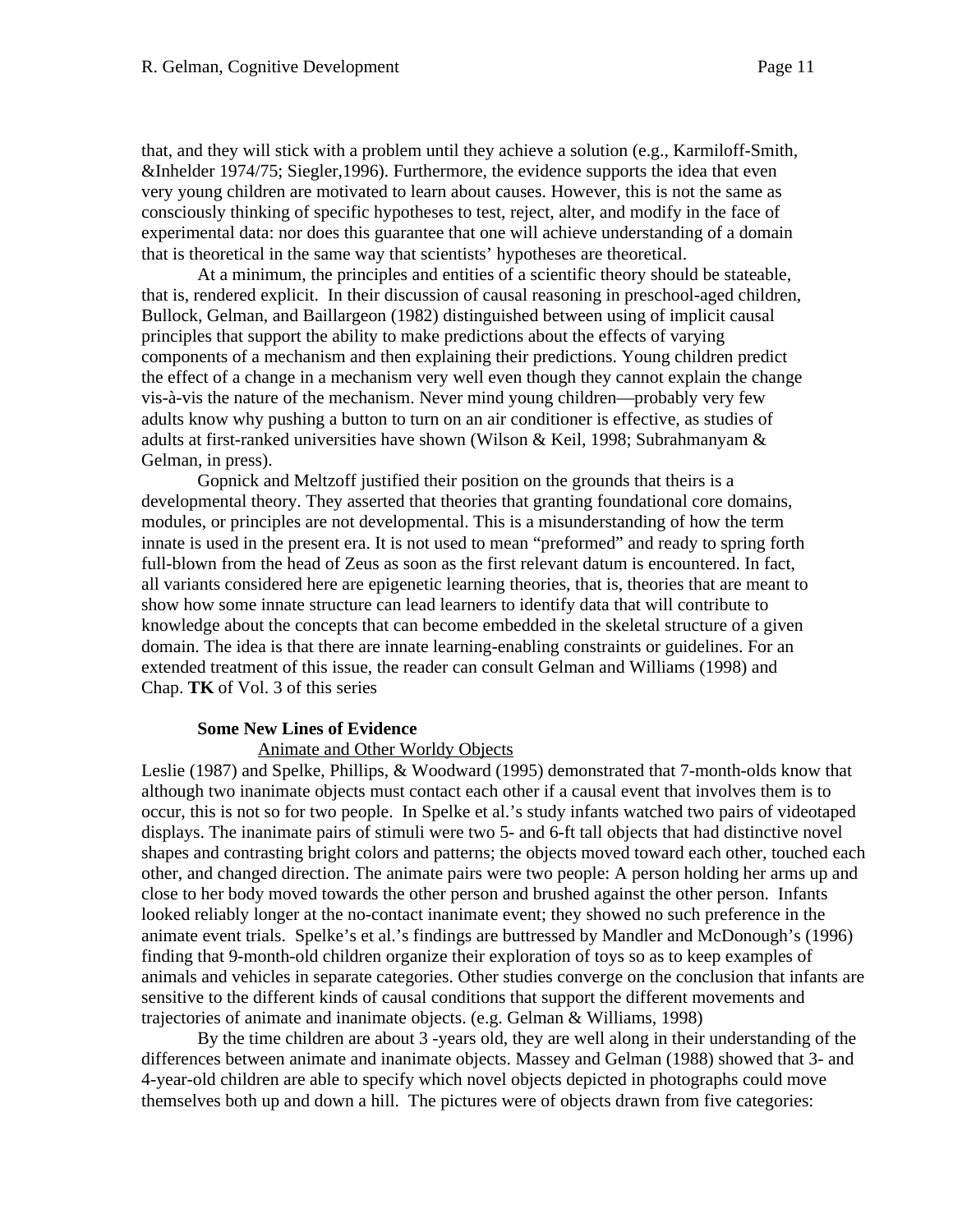that, and they will stick with a problem until they achieve a solution (e.g., Karmiloff-Smith, &Inhelder 1974/75; Siegler,1996). Furthermore, the evidence supports the idea that even very young children are motivated to learn about causes. However, this is not the same as consciously thinking of specific hypotheses to test, reject, alter, and modify in the face of experimental data: nor does this guarantee that one will achieve understanding of a domain that is theoretical in the same way that scientists' hypotheses are theoretical.

At a minimum, the principles and entities of a scientific theory should be stateable, that is, rendered explicit. In their discussion of causal reasoning in preschool-aged children, Bullock, Gelman, and Baillargeon (1982) distinguished between using of implicit causal principles that support the ability to make predictions about the effects of varying components of a mechanism and then explaining their predictions. Young children predict the effect of a change in a mechanism very well even though they cannot explain the change vis-à-vis the nature of the mechanism. Never mind young children—probably very few adults know why pushing a button to turn on an air conditioner is effective, as studies of adults at first-ranked universities have shown (Wilson & Keil, 1998; Subrahmanyam & Gelman, in press).

Gopnick and Meltzoff justified their position on the grounds that theirs is a developmental theory. They asserted that theories that granting foundational core domains, modules, or principles are not developmental. This is a misunderstanding of how the term innate is used in the present era. It is not used to mean "preformed" and ready to spring forth full-blown from the head of Zeus as soon as the first relevant datum is encountered. In fact, all variants considered here are epigenetic learning theories, that is, theories that are meant to show how some innate structure can lead learners to identify data that will contribute to knowledge about the concepts that can become embedded in the skeletal structure of a given domain. The idea is that there are innate learning-enabling constraints or guidelines. For an extended treatment of this issue, the reader can consult Gelman and Williams (1998) and Chap. **TK** of Vol. 3 of this series

### Some New Lines of Evidence

#### Animate and Other Worldy Objects

Leslie (1987) and Spelke, Phillips, & Woodward (1995) demonstrated that 7-month-olds know that although two inanimate objects must contact each other if a causal event that involves them is to occur, this is not so for two people. In Spelke et al.'s study infants watched two pairs of videotaped displays. The inanimate pairs of stimuli were two 5- and 6-ft tall objects that had distinctive novel shapes and contrasting bright colors and patterns; the objects moved toward each other, touched each other, and changed direction. The animate pairs were two people: A person holding her arms up and close to her body moved towards the other person and brushed against the other person. Infants looked reliably longer at the no-contact inanimate event; they showed no such preference in the animate event trials. Spelke's et al.'s findings are buttressed by Mandler and McDonough's (1996) finding that 9-month-old children organize their exploration of toys so as to keep examples of animals and vehicles in separate categories. Other studies converge on the conclusion that infants are sensitive to the different kinds of causal conditions that support the different movements and trajectories of animate and inanimate objects. (e.g. Gelman & Williams, 1998)

By the time children are about 3 -years old, they are well along in their understanding of the differences between animate and inanimate objects. Massey and Gelman (1988) showed that 3- and 4-year-old children are able to specify which novel objects depicted in photographs could move themselves both up and down a hill. The pictures were of objects drawn from five categories: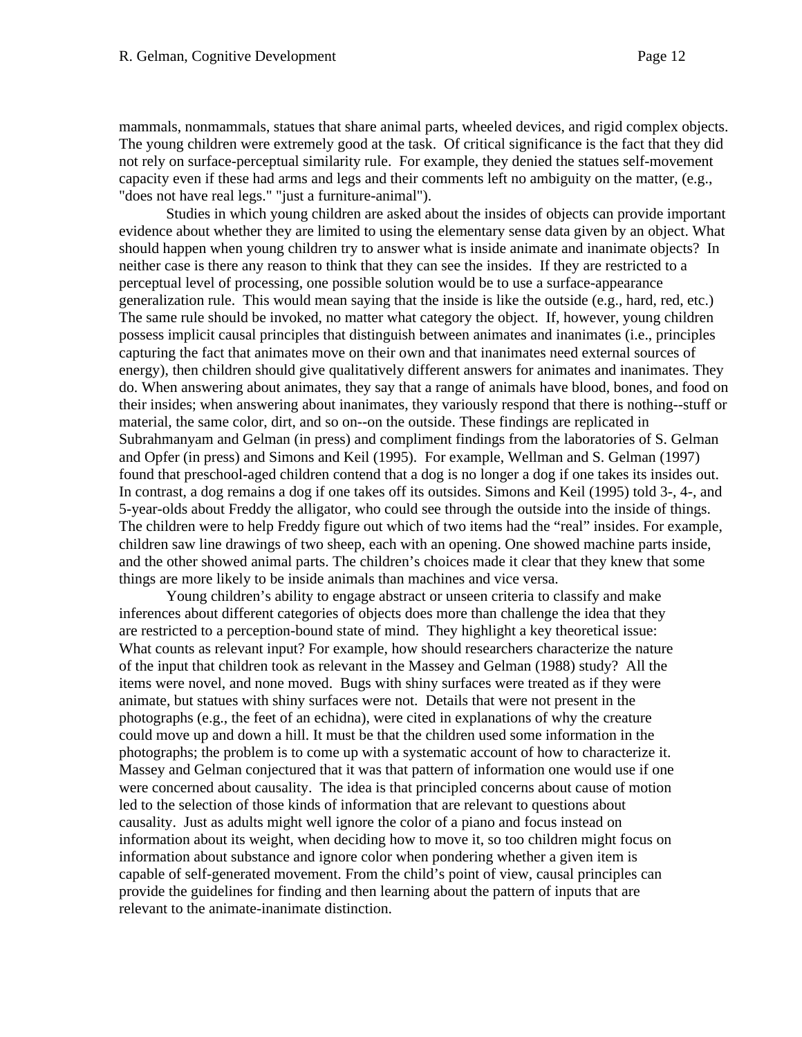mammals, nonmammals, statues that share animal parts, wheeled devices, and rigid complex objects. The young children were extremely good at the task. Of critical significance is the fact that they did not rely on surface-perceptual similarity rule. For example, they denied the statues self-movement capacity even if these had arms and legs and their comments left no ambiguity on the matter, (e.g., "does not have real legs." "just a furniture-animal").

Studies in which young children are asked about the insides of objects can provide important evidence about whether they are limited to using the elementary sense data given by an object. What should happen when young children try to answer what is inside animate and inanimate objects? In neither case is there any reason to think that they can see the insides. If they are restricted to a perceptual level of processing, one possible solution would be to use a surface-appearance generalization rule. This would mean saying that the inside is like the outside (e.g., hard, red, etc.) The same rule should be invoked, no matter what category the object. If, however, young children possess implicit causal principles that distinguish between animates and inanimates (i.e., principles capturing the fact that animates move on their own and that inanimates need external sources of energy), then children should give qualitatively different answers for animates and inanimates. They do. When answering about animates, they say that a range of animals have blood, bones, and food on their insides; when answering about inanimates, they variously respond that there is nothing--stuff or material, the same color, dirt, and so on--on the outside. These findings are replicated in Subrahmanyam and Gelman (in press) and compliment findings from the laboratories of S. Gelman and Opfer (in press) and Simons and Keil (1995). For example, Wellman and S. Gelman (1997) found that preschool-aged children contend that a dog is no longer a dog if one takes its insides out. In contrast, a dog remains a dog if one takes off its outsides. Simons and Keil (1995) told 3-, 4-, and 5-year-olds about Freddy the alligator, who could see through the outside into the inside of things. The children were to help Freddy figure out which of two items had the "real" insides. For example, children saw line drawings of two sheep, each with an opening. One showed machine parts inside, and the other showed animal parts. The children's choices made it clear that they knew that some things are more likely to be inside animals than machines and vice versa.

Young children's ability to engage abstract or unseen criteria to classify and make inferences about different categories of objects does more than challenge the idea that they are restricted to a perception-bound state of mind. They highlight a key theoretical issue: What counts as relevant input? For example, how should researchers characterize the nature of the input that children took as relevant in the Massey and Gelman (1988) study? All the items were novel, and none moved. Bugs with shiny surfaces were treated as if they were animate, but statues with shiny surfaces were not. Details that were not present in the photographs (e.g., the feet of an echidna), were cited in explanations of why the creature could move up and down a hill. It must be that the children used some information in the photographs; the problem is to come up with a systematic account of how to characterize it. Massey and Gelman conjectured that it was that pattern of information one would use if one were concerned about causality. The idea is that principled concerns about cause of motion led to the selection of those kinds of information that are relevant to questions about causality. Just as adults might well ignore the color of a piano and focus instead on information about its weight, when deciding how to move it, so too children might focus on information about substance and ignore color when pondering whether a given item is capable of self-generated movement. From the child's point of view, causal principles can provide the guidelines for finding and then learning about the pattern of inputs that are relevant to the animate-inanimate distinction.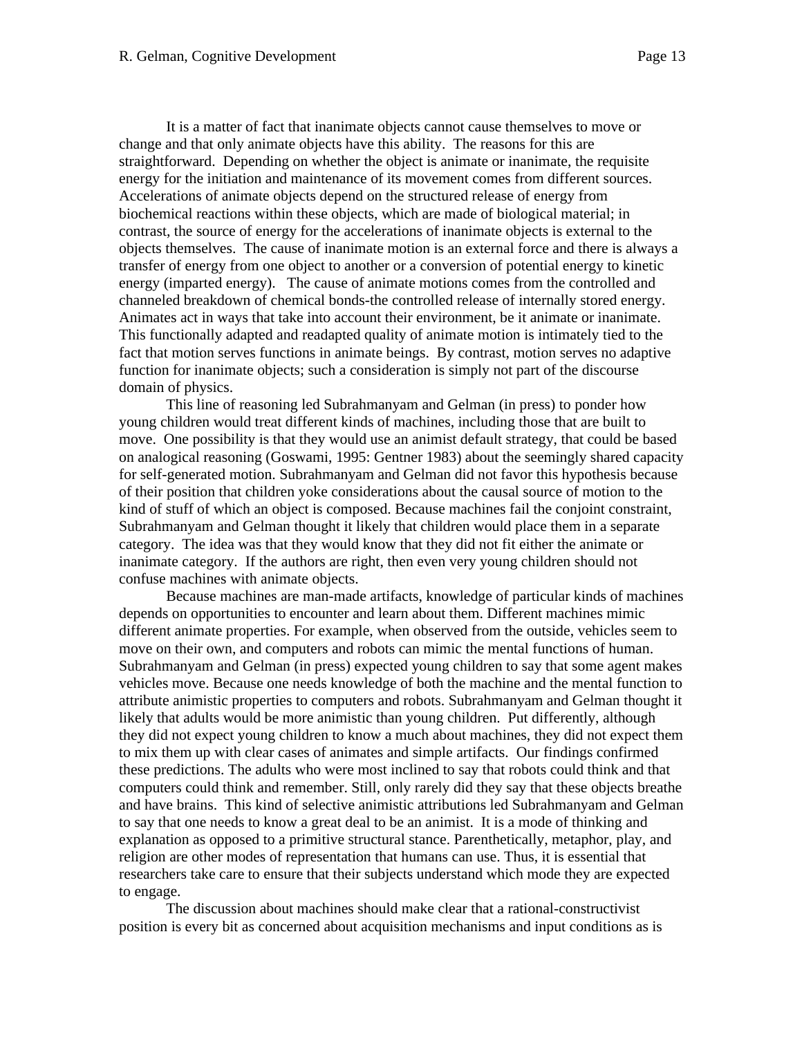It is a matter of fact that inanimate objects cannot cause themselves to move or change and that only animate objects have this ability. The reasons for this are straightforward. Depending on whether the object is animate or inanimate, the requisite energy for the initiation and maintenance of its movement comes from different sources. Accelerations of animate objects depend on the structured release of energy from biochemical reactions within these objects, which are made of biological material; in contrast, the source of energy for the accelerations of inanimate objects is external to the objects themselves. The cause of inanimate motion is an external force and there is always a transfer of energy from one object to another or a conversion of potential energy to kinetic energy (imparted energy). The cause of animate motions comes from the controlled and channeled breakdown of chemical bonds-the controlled release of internally stored energy. Animates act in ways that take into account their environment, be it animate or inanimate. This functionally adapted and readapted quality of animate motion is intimately tied to the fact that motion serves functions in animate beings. By contrast, motion serves no adaptive function for inanimate objects; such a consideration is simply not part of the discourse domain of physics.

This line of reasoning led Subrahmanyam and Gelman (in press) to ponder how young children would treat different kinds of machines, including those that are built to move. One possibility is that they would use an animist default strategy, that could be based on analogical reasoning (Goswami, 1995: Gentner 1983) about the seemingly shared capacity for self-generated motion. Subrahmanyam and Gelman did not favor this hypothesis because of their position that children yoke considerations about the causal source of motion to the kind of stuff of which an object is composed. Because machines fail the conjoint constraint, Subrahmanyam and Gelman thought it likely that children would place them in a separate category. The idea was that they would know that they did not fit either the animate or inanimate category. If the authors are right, then even very young children should not confuse machines with animate objects.

Because machines are man-made artifacts, knowledge of particular kinds of machines depends on opportunities to encounter and learn about them. Different machines mimic different animate properties. For example, when observed from the outside, vehicles seem to move on their own, and computers and robots can mimic the mental functions of human. Subrahmanyam and Gelman (in press) expected young children to say that some agent makes vehicles move. Because one needs knowledge of both the machine and the mental function to attribute animistic properties to computers and robots. Subrahmanyam and Gelman thought it likely that adults would be more animistic than young children. Put differently, although they did not expect young children to know a much about machines, they did not expect them to mix them up with clear cases of animates and simple artifacts. Our findings confirmed these predictions. The adults who were most inclined to say that robots could think and that computers could think and remember. Still, only rarely did they say that these objects breathe and have brains. This kind of selective animistic attributions led Subrahmanyam and Gelman to say that one needs to know a great deal to be an animist. It is a mode of thinking and explanation as opposed to a primitive structural stance. Parenthetically, metaphor, play, and religion are other modes of representation that humans can use. Thus, it is essential that researchers take care to ensure that their subjects understand which mode they are expected to engage.

The discussion about machines should make clear that a rational-constructivist position is every bit as concerned about acquisition mechanisms and input conditions as is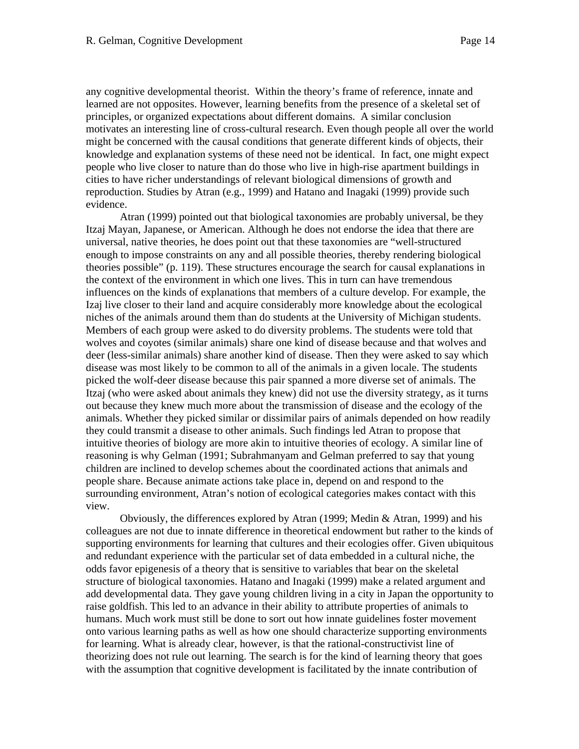any cognitive developmental theorist. Within the theory's frame of reference, innate and learned are not opposites. However, learning benefits from the presence of a skeletal set of principles, or organized expectations about different domains. A similar conclusion motivates an interesting line of cross-cultural research. Even though people all over the world might be concerned with the causal conditions that generate different kinds of objects, their knowledge and explanation systems of these need not be identical. In fact, one might expect people who live closer to nature than do those who live in high-rise apartment buildings in cities to have richer understandings of relevant biological dimensions of growth and reproduction. Studies by Atran (e.g., 1999) and Hatano and Inagaki (1999) provide such evidence.

Atran (1999) pointed out that biological taxonomies are probably universal, be they Itzaj Mayan, Japanese, or American. Although he does not endorse the idea that there are universal, native theories, he does point out that these taxonomies are "well-structured enough to impose constraints on any and all possible theories, thereby rendering biological theories possible" (p. 119). These structures encourage the search for causal explanations in the context of the environment in which one lives. This in turn can have tremendous influences on the kinds of explanations that members of a culture develop. For example, the Izaj live closer to their land and acquire considerably more knowledge about the ecological niches of the animals around them than do students at the University of Michigan students. Members of each group were asked to do diversity problems. The students were told that wolves and coyotes (similar animals) share one kind of disease because and that wolves and deer (less-similar animals) share another kind of disease. Then they were asked to say which disease was most likely to be common to all of the animals in a given locale. The students picked the wolf-deer disease because this pair spanned a more diverse set of animals. The Itzaj (who were asked about animals they knew) did not use the diversity strategy, as it turns out because they knew much more about the transmission of disease and the ecology of the animals. Whether they picked similar or dissimilar pairs of animals depended on how readily they could transmit a disease to other animals. Such findings led Atran to propose that intuitive theories of biology are more akin to intuitive theories of ecology. A similar line of reasoning is why Gelman (1991; Subrahmanyam and Gelman preferred to say that young children are inclined to develop schemes about the coordinated actions that animals and people share. Because animate actions take place in, depend on and respond to the surrounding environment, Atran's notion of ecological categories makes contact with this view.

Obviously, the differences explored by Atran (1999; Medin & Atran, 1999) and his colleagues are not due to innate difference in theoretical endowment but rather to the kinds of supporting environments for learning that cultures and their ecologies offer. Given ubiquitous and redundant experience with the particular set of data embedded in a cultural niche, the odds favor epigenesis of a theory that is sensitive to variables that bear on the skeletal structure of biological taxonomies. Hatano and Inagaki (1999) make a related argument and add developmental data. They gave young children living in a city in Japan the opportunity to raise goldfish. This led to an advance in their ability to attribute properties of animals to humans. Much work must still be done to sort out how innate guidelines foster movement onto various learning paths as well as how one should characterize supporting environments for learning. What is already clear, however, is that the rational-constructivist line of theorizing does not rule out learning. The search is for the kind of learning theory that goes with the assumption that cognitive development is facilitated by the innate contribution of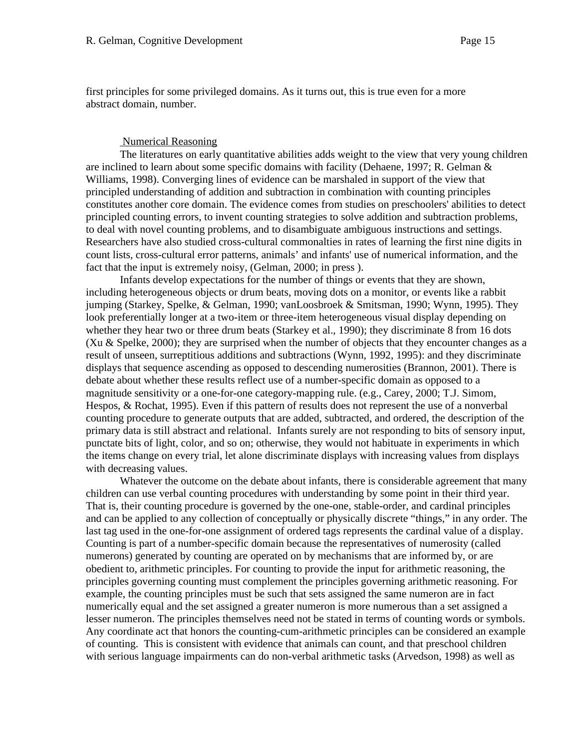first principles for some privileged domains. As it turns out, this is true even for a more abstract domain, number.

## Numerical Reasoning

The literatures on early quantitative abilities adds weight to the view that very young children are inclined to learn about some specific domains with facility (Dehaene, 1997; R. Gelman & Williams, 1998). Converging lines of evidence can be marshaled in support of the view that principled understanding of addition and subtraction in combination with counting principles constitutes another core domain. The evidence comes from studies on preschoolers' abilities to detect principled counting errors, to invent counting strategies to solve addition and subtraction problems, to deal with novel counting problems, and to disambiguate ambiguous instructions and settings. Researchers have also studied cross-cultural commonalties in rates of learning the first nine digits in count lists, cross-cultural error patterns, animals' and infants' use of numerical information, and the fact that the input is extremely noisy, (Gelman, 2000; in press ).

Infants develop expectations for the number of things or events that they are shown, including heterogeneous objects or drum beats, moving dots on a monitor, or events like a rabbit jumping (Starkey, Spelke, & Gelman, 1990; vanLoosbroek & Smitsman, 1990; Wynn, 1995). They look preferentially longer at a two-item or three-item heterogeneous visual display depending on whether they hear two or three drum beats (Starkey et al., 1990); they discriminate 8 from 16 dots (Xu & Spelke, 2000); they are surprised when the number of objects that they encounter changes as a result of unseen, surreptitious additions and subtractions (Wynn, 1992, 1995): and they discriminate displays that sequence ascending as opposed to descending numerosities (Brannon, 2001). There is debate about whether these results reflect use of a number-specific domain as opposed to a magnitude sensitivity or a one-for-one category-mapping rule. (e.g., Carey, 2000; T.J. Simom, Hespos, & Rochat, 1995). Even if this pattern of results does not represent the use of a nonverbal counting procedure to generate outputs that are added, subtracted, and ordered, the description of the primary data is still abstract and relational. Infants surely are not responding to bits of sensory input, punctate bits of light, color, and so on; otherwise, they would not habituate in experiments in which the items change on every trial, let alone discriminate displays with increasing values from displays with decreasing values.

Whatever the outcome on the debate about infants, there is considerable agreement that many children can use verbal counting procedures with understanding by some point in their third year. That is, their counting procedure is governed by the one-one, stable-order, and cardinal principles and can be applied to any collection of conceptually or physically discrete "things," in any order. The last tag used in the one-for-one assignment of ordered tags represents the cardinal value of a display. Counting is part of a number-specific domain because the representatives of numerosity (called numerons) generated by counting are operated on by mechanisms that are informed by, or are obedient to, arithmetic principles. For counting to provide the input for arithmetic reasoning, the principles governing counting must complement the principles governing arithmetic reasoning. For example, the counting principles must be such that sets assigned the same numeron are in fact numerically equal and the set assigned a greater numeron is more numerous than a set assigned a lesser numeron. The principles themselves need not be stated in terms of counting words or symbols. Any coordinate act that honors the counting-cum-arithmetic principles can be considered an example of counting. This is consistent with evidence that animals can count, and that preschool children with serious language impairments can do non-verbal arithmetic tasks (Arvedson, 1998) as well as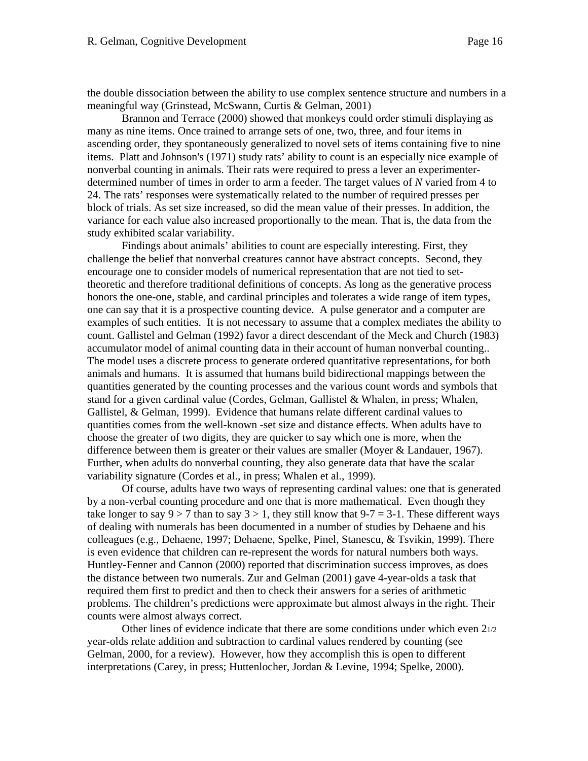the double dissociation between the ability to use complex sentence structure and numbers in a meaningful way (Grinstead, McSwann, Curtis & Gelman, 2001)

Brannon and Terrace (2000) showed that monkeys could order stimuli displaying as many as nine items. Once trained to arrange sets of one, two, three, and four items in ascending order, they spontaneously generalized to novel sets of items containing five to nine items. Platt and Johnson's (1971) study rats' ability to count is an especially nice example of nonverbal counting in animals. Their rats were required to press a lever an experimenter-determined number of times in order to arm a feeder. The target values of *N* varied from 4 to 24. The rats' responses were systematically related to the number of required presses per block of trials. As set size increased, so did the mean value of their presses. In addition, the variance for each value also increased proportionally to the mean. That is, the data from the study exhibited scalar variability.

Findings about animals' abilities to count are especially interesting. First, they challenge the belief that nonverbal creatures cannot have abstract concepts. Second, they encourage one to consider models of numerical representation that are not tied to set-theoretic and therefore traditional definitions of concepts. As long as the generative process honors the one-one, stable, and cardinal principles and tolerates a wide range of item types, one can say that it is a prospective counting device. A pulse generator and a computer are examples of such entities. It is not necessary to assume that a complex mediates the ability to count. Gallistel and Gelman (1992) favor a direct descendant of the Meck and Church (1983) accumulator model of animal counting data in their account of human nonverbal counting.. The model uses a discrete process to generate ordered quantitative representations, for both animals and humans. It is assumed that humans build bidirectional mappings between the quantities generated by the counting processes and the various count words and symbols that stand for a given cardinal value (Cordes, Gelman, Gallistel & Whalen, in press; Whalen, Gallistel, & Gelman, 1999). Evidence that humans relate different cardinal values to quantities comes from the well-known -set size and distance effects. When adults have to choose the greater of two digits, they are quicker to say which one is more, when the difference between them is greater or their values are smaller (Moyer & Landauer, 1967). Further, when adults do nonverbal counting, they also generate data that have the scalar variability signature (Cordes et al., in press; Whalen et al., 1999).

Of course, adults have two ways of representing cardinal values: one that is generated by a non-verbal counting procedure and one that is more mathematical. Even though they take longer to say $9 > 7$ than to say $3 > 1$, they still know that $9-7 = 3-1$. These different ways of dealing with numerals has been documented in a number of studies by Dehaene and his colleagues (e.g., Dehaene, 1997; Dehaene, Spelke, Pinel, Stanescu, & Tsvikin, 1999). There is even evidence that children can re-represent the words for natural numbers both ways. Huntley-Fenner and Cannon (2000) reported that discrimination success improves, as does the distance between two numerals. Zur and Gelman (2001) gave 4-year-olds a task that required them first to predict and then to check their answers for a series of arithmetic problems. The children's predictions were approximate but almost always in the right. Their counts were almost always correct.

Other lines of evidence indicate that there are some conditions under which even 2 1/2 year-olds relate addition and subtraction to cardinal values rendered by counting (see Gelman, 2000, for a review). However, how they accomplish this is open to different interpretations (Carey, in press; Huttenlocher, Jordan & Levine, 1994; Spelke, 2000).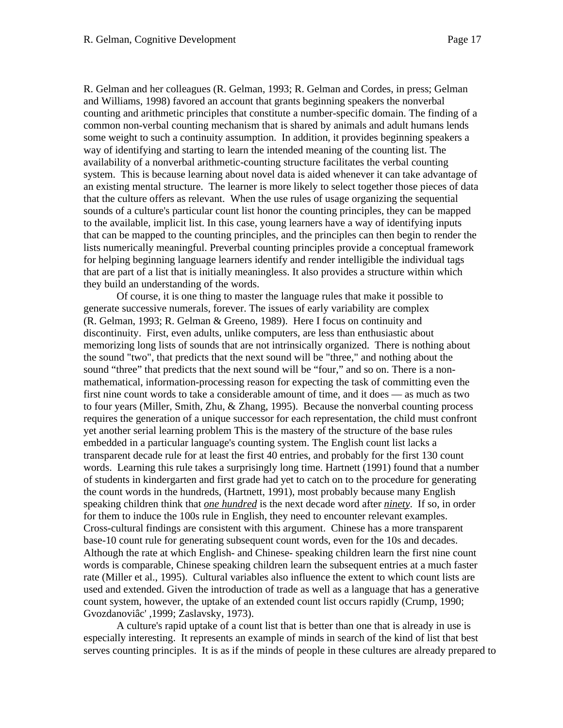R. Gelman and her colleagues (R. Gelman, 1993; R. Gelman and Cordes, in press; Gelman and Williams, 1998) favored an account that grants beginning speakers the nonverbal counting and arithmetic principles that constitute a number-specific domain. The finding of a common non-verbal counting mechanism that is shared by animals and adult humans lends some weight to such a continuity assumption. In addition, it provides beginning speakers a way of identifying and starting to learn the intended meaning of the counting list. The availability of a nonverbal arithmetic-counting structure facilitates the verbal counting system. This is because learning about novel data is aided whenever it can take advantage of an existing mental structure. The learner is more likely to select together those pieces of data that the culture offers as relevant. When the use rules of usage organizing the sequential sounds of a culture's particular count list honor the counting principles, they can be mapped to the available, implicit list. In this case, young learners have a way of identifying inputs that can be mapped to the counting principles, and the principles can then begin to render the lists numerically meaningful. Preverbal counting principles provide a conceptual framework for helping beginning language learners identify and render intelligible the individual tags that are part of a list that is initially meaningless. It also provides a structure within which they build an understanding of the words.

Of course, it is one thing to master the language rules that make it possible to generate successive numerals, forever. The issues of early variability are complex (R. Gelman, 1993; R. Gelman & Greeno, 1989). Here I focus on continuity and discontinuity. First, even adults, unlike computers, are less than enthusiastic about memorizing long lists of sounds that are not intrinsically organized. There is nothing about the sound "two", that predicts that the next sound will be "three," and nothing about the sound "three" that predicts that the next sound will be "four," and so on. There is a non-mathematical, information-processing reason for expecting the task of committing even the first nine count words to take a considerable amount of time, and it does — as much as two to four years (Miller, Smith, Zhu, & Zhang, 1995). Because the nonverbal counting process requires the generation of a unique successor for each representation, the child must confront yet another serial learning problem This is the mastery of the structure of the base rules embedded in a particular language's counting system. The English count list lacks a transparent decade rule for at least the first 40 entries, and probably for the first 130 count words. Learning this rule takes a surprisingly long time. Hartnett (1991) found that a number of students in kindergarten and first grade had yet to catch on to the procedure for generating the count words in the hundreds, (Hartnett, 1991), most probably because many English speaking children think that ***one hundred*** is the next decade word after ***ninety***. If so, in order for them to induce the 100s rule in English, they need to encounter relevant examples. Cross-cultural findings are consistent with this argument. Chinese has a more transparent base-10 count rule for generating subsequent count words, even for the 10s and decades. Although the rate at which English- and Chinese- speaking children learn the first nine count words is comparable, Chinese speaking children learn the subsequent entries at a much faster rate (Miller et al., 1995). Cultural variables also influence the extent to which count lists are used and extended. Given the introduction of trade as well as a language that has a generative count system, however, the uptake of an extended count list occurs rapidly (Crump, 1990; Gvozdanoviâc' ,1999; Zaslavsky, 1973).

A culture's rapid uptake of a count list that is better than one that is already in use is especially interesting. It represents an example of minds in search of the kind of list that best serves counting principles. It is as if the minds of people in these cultures are already prepared to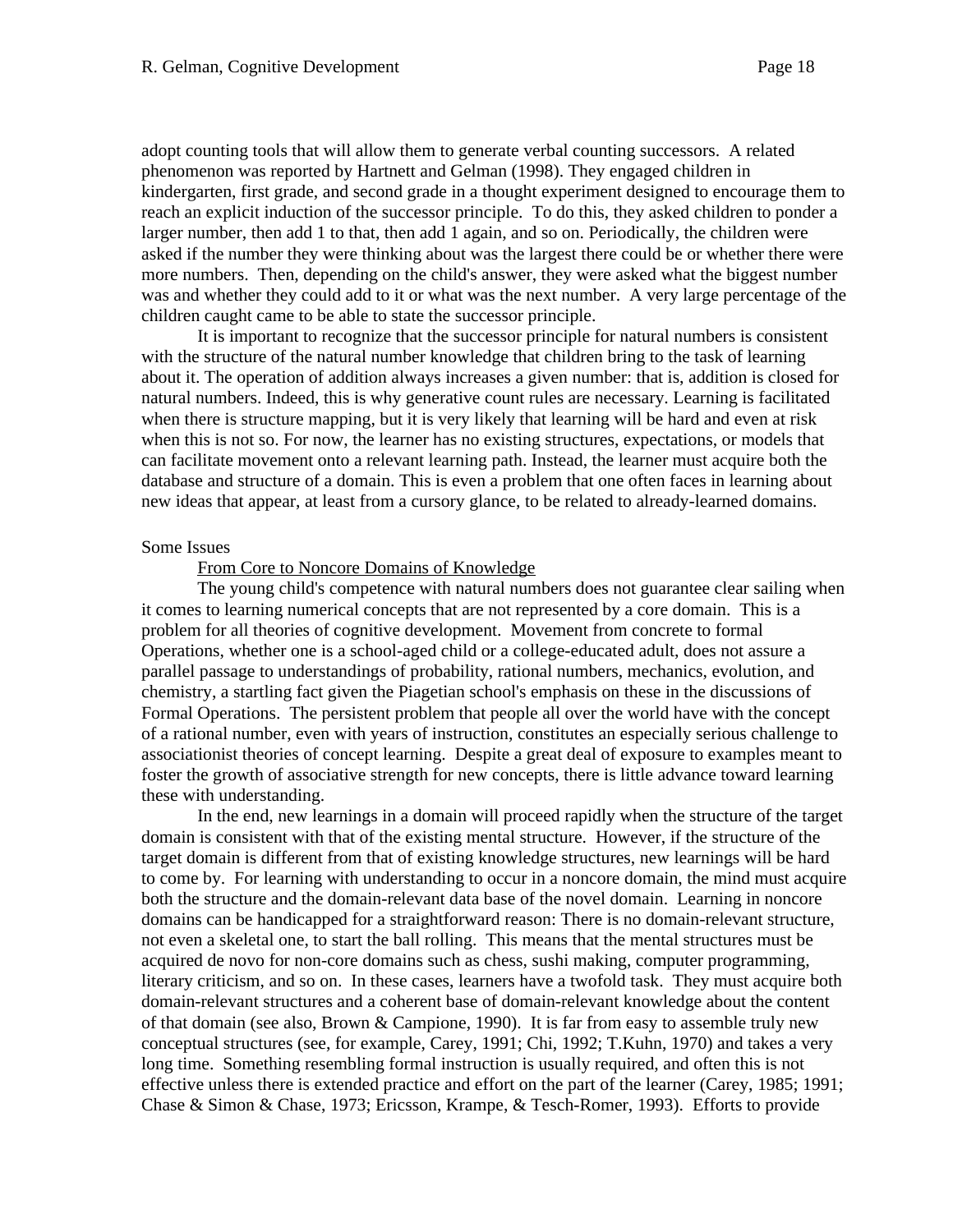adopt counting tools that will allow them to generate verbal counting successors. A related phenomenon was reported by Hartnett and Gelman (1998). They engaged children in kindergarten, first grade, and second grade in a thought experiment designed to encourage them to reach an explicit induction of the successor principle. To do this, they asked children to ponder a larger number, then add 1 to that, then add 1 again, and so on. Periodically, the children were asked if the number they were thinking about was the largest there could be or whether there were more numbers. Then, depending on the child's answer, they were asked what the biggest number was and whether they could add to it or what was the next number. A very large percentage of the children caught came to be able to state the successor principle.

It is important to recognize that the successor principle for natural numbers is consistent with the structure of the natural number knowledge that children bring to the task of learning about it. The operation of addition always increases a given number: that is, addition is closed for natural numbers. Indeed, this is why generative count rules are necessary. Learning is facilitated when there is structure mapping, but it is very likely that learning will be hard and even at risk when this is not so. For now, the learner has no existing structures, expectations, or models that can facilitate movement onto a relevant learning path. Instead, the learner must acquire both the database and structure of a domain. This is even a problem that one often faces in learning about new ideas that appear, at least from a cursory glance, to be related to already-learned domains.

## Some Issues

### From Core to Noncore Domains of Knowledge

The young child's competence with natural numbers does not guarantee clear sailing when it comes to learning numerical concepts that are not represented by a core domain. This is a problem for all theories of cognitive development. Movement from concrete to formal Operations, whether one is a school-aged child or a college-educated adult, does not assure a parallel passage to understandings of probability, rational numbers, mechanics, evolution, and chemistry, a startling fact given the Piagetian school's emphasis on these in the discussions of Formal Operations. The persistent problem that people all over the world have with the concept of a rational number, even with years of instruction, constitutes an especially serious challenge to associationist theories of concept learning. Despite a great deal of exposure to examples meant to foster the growth of associative strength for new concepts, there is little advance toward learning these with understanding.

In the end, new learnings in a domain will proceed rapidly when the structure of the target domain is consistent with that of the existing mental structure. However, if the structure of the target domain is different from that of existing knowledge structures, new learnings will be hard to come by. For learning with understanding to occur in a noncore domain, the mind must acquire both the structure and the domain-relevant data base of the novel domain. Learning in noncore domains can be handicapped for a straightforward reason: There is no domain-relevant structure, not even a skeletal one, to start the ball rolling. This means that the mental structures must be acquired de novo for non-core domains such as chess, sushi making, computer programming, literary criticism, and so on. In these cases, learners have a twofold task. They must acquire both domain-relevant structures and a coherent base of domain-relevant knowledge about the content of that domain (see also, Brown & Campione, 1990). It is far from easy to assemble truly new conceptual structures (see, for example, Carey, 1991; Chi, 1992; T.Kuhn, 1970) and takes a very long time. Something resembling formal instruction is usually required, and often this is not effective unless there is extended practice and effort on the part of the learner (Carey, 1985; 1991; Chase & Simon & Chase, 1973; Ericsson, Krampe, & Tesch-Romer, 1993). Efforts to provide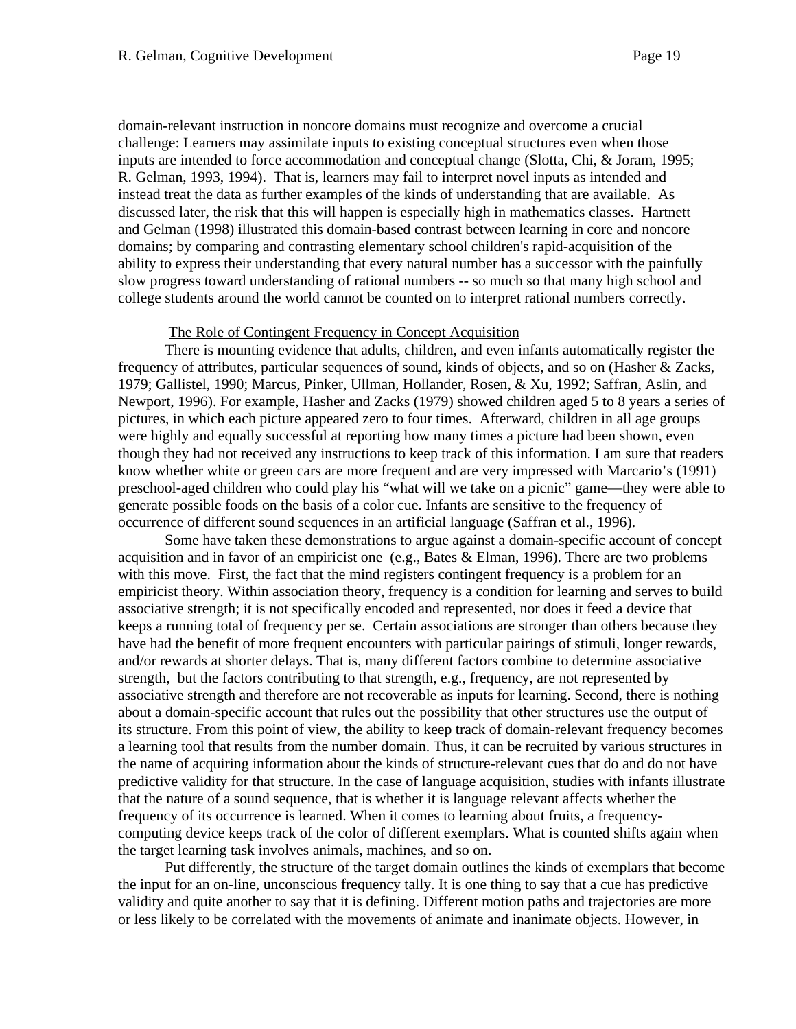domain-relevant instruction in noncore domains must recognize and overcome a crucial challenge: Learners may assimilate inputs to existing conceptual structures even when those inputs are intended to force accommodation and conceptual change (Slotta, Chi, & Joram, 1995; R. Gelman, 1993, 1994). That is, learners may fail to interpret novel inputs as intended and instead treat the data as further examples of the kinds of understanding that are available. As discussed later, the risk that this will happen is especially high in mathematics classes. Hartnett and Gelman (1998) illustrated this domain-based contrast between learning in core and noncore domains; by comparing and contrasting elementary school children's rapid-acquisition of the ability to express their understanding that every natural number has a successor with the painfully slow progress toward understanding of rational numbers -- so much so that many high school and college students around the world cannot be counted on to interpret rational numbers correctly.

The Role of Contingent Frequency in Concept Acquisition

There is mounting evidence that adults, children, and even infants automatically register the frequency of attributes, particular sequences of sound, kinds of objects, and so on (Hasher & Zacks, 1979; Gallistel, 1990; Marcus, Pinker, Ullman, Hollander, Rosen, & Xu, 1992; Saffran, Aslin, and Newport, 1996). For example, Hasher and Zacks (1979) showed children aged 5 to 8 years a series of pictures, in which each picture appeared zero to four times. Afterward, children in all age groups were highly and equally successful at reporting how many times a picture had been shown, even though they had not received any instructions to keep track of this information. I am sure that readers know whether white or green cars are more frequent and are very impressed with Marcario's (1991) preschool-aged children who could play his "what will we take on a picnic" game—they were able to generate possible foods on the basis of a color cue. Infants are sensitive to the frequency of occurrence of different sound sequences in an artificial language (Saffran et al., 1996).

Some have taken these demonstrations to argue against a domain-specific account of concept acquisition and in favor of an empiricist one (e.g., Bates & Elman, 1996). There are two problems with this move. First, the fact that the mind registers contingent frequency is a problem for an empiricist theory. Within association theory, frequency is a condition for learning and serves to build associative strength; it is not specifically encoded and represented, nor does it feed a device that keeps a running total of frequency per se. Certain associations are stronger than others because they have had the benefit of more frequent encounters with particular pairings of stimuli, longer rewards, and/or rewards at shorter delays. That is, many different factors combine to determine associative strength, but the factors contributing to that strength, e.g., frequency, are not represented by associative strength and therefore are not recoverable as inputs for learning. Second, there is nothing about a domain-specific account that rules out the possibility that other structures use the output of its structure. From this point of view, the ability to keep track of domain-relevant frequency becomes a learning tool that results from the number domain. Thus, it can be recruited by various structures in the name of acquiring information about the kinds of structure-relevant cues that do and do not have predictive validity for that structure. In the case of language acquisition, studies with infants illustrate that the nature of a sound sequence, that is whether it is language relevant affects whether the frequency of its occurrence is learned. When it comes to learning about fruits, a frequency-computing device keeps track of the color of different exemplars. What is counted shifts again when the target learning task involves animals, machines, and so on.

Put differently, the structure of the target domain outlines the kinds of exemplars that become the input for an on-line, unconscious frequency tally. It is one thing to say that a cue has predictive validity and quite another to say that it is defining. Different motion paths and trajectories are more or less likely to be correlated with the movements of animate and inanimate objects. However, in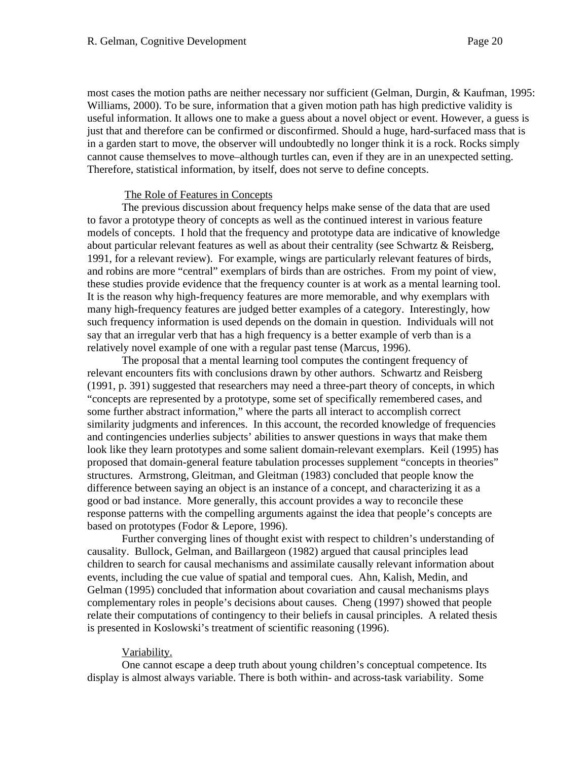most cases the motion paths are neither necessary nor sufficient (Gelman, Durgin, & Kaufman, 1995: Williams, 2000). To be sure, information that a given motion path has high predictive validity is useful information. It allows one to make a guess about a novel object or event. However, a guess is just that and therefore can be confirmed or disconfirmed. Should a huge, hard-surfaced mass that is in a garden start to move, the observer will undoubtedly no longer think it is a rock. Rocks simply cannot cause themselves to move–although turtles can, even if they are in an unexpected setting. Therefore, statistical information, by itself, does not serve to define concepts.

## The Role of Features in Concepts

The previous discussion about frequency helps make sense of the data that are used to favor a prototype theory of concepts as well as the continued interest in various feature models of concepts. I hold that the frequency and prototype data are indicative of knowledge about particular relevant features as well as about their centrality (see Schwartz & Reisberg, 1991, for a relevant review). For example, wings are particularly relevant features of birds, and robins are more "central" exemplars of birds than are ostriches. From my point of view, these studies provide evidence that the frequency counter is at work as a mental learning tool. It is the reason why high-frequency features are more memorable, and why exemplars with many high-frequency features are judged better examples of a category. Interestingly, how such frequency information is used depends on the domain in question. Individuals will not say that an irregular verb that has a high frequency is a better example of verb than is a relatively novel example of one with a regular past tense (Marcus, 1996).

The proposal that a mental learning tool computes the contingent frequency of relevant encounters fits with conclusions drawn by other authors. Schwartz and Reisberg (1991, p. 391) suggested that researchers may need a three-part theory of concepts, in which "concepts are represented by a prototype, some set of specifically remembered cases, and some further abstract information," where the parts all interact to accomplish correct similarity judgments and inferences. In this account, the recorded knowledge of frequencies and contingencies underlies subjects' abilities to answer questions in ways that make them look like they learn prototypes and some salient domain-relevant exemplars. Keil (1995) has proposed that domain-general feature tabulation processes supplement "concepts in theories" structures. Armstrong, Gleitman, and Gleitman (1983) concluded that people know the difference between saying an object is an instance of a concept, and characterizing it as a good or bad instance. More generally, this account provides a way to reconcile these response patterns with the compelling arguments against the idea that people's concepts are based on prototypes (Fodor & Lepore, 1996).

Further converging lines of thought exist with respect to children's understanding of causality. Bullock, Gelman, and Baillargeon (1982) argued that causal principles lead children to search for causal mechanisms and assimilate causally relevant information about events, including the cue value of spatial and temporal cues. Ahn, Kalish, Medin, and Gelman (1995) concluded that information about covariation and causal mechanisms plays complementary roles in people's decisions about causes. Cheng (1997) showed that people relate their computations of contingency to their beliefs in causal principles. A related thesis is presented in Koslowski's treatment of scientific reasoning (1996).

### Variability.

One cannot escape a deep truth about young children's conceptual competence. Its display is almost always variable. There is both within- and across-task variability. Some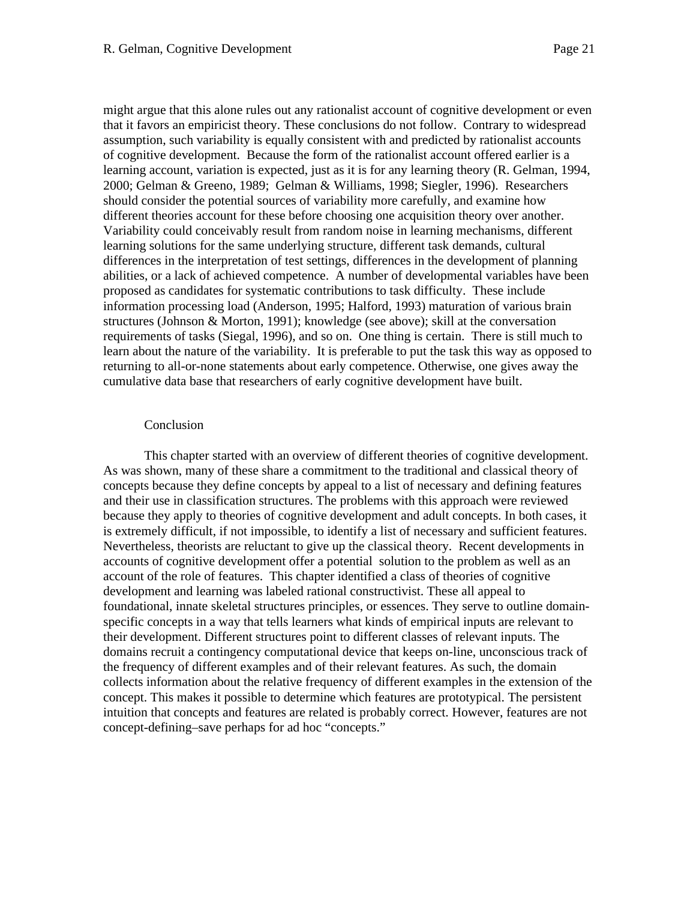might argue that this alone rules out any rationalist account of cognitive development or even that it favors an empiricist theory. These conclusions do not follow. Contrary to widespread assumption, such variability is equally consistent with and predicted by rationalist accounts of cognitive development. Because the form of the rationalist account offered earlier is a learning account, variation is expected, just as it is for any learning theory (R. Gelman, 1994, 2000; Gelman & Greeno, 1989; Gelman & Williams, 1998; Siegler, 1996). Researchers should consider the potential sources of variability more carefully, and examine how different theories account for these before choosing one acquisition theory over another. Variability could conceivably result from random noise in learning mechanisms, different learning solutions for the same underlying structure, different task demands, cultural differences in the interpretation of test settings, differences in the development of planning abilities, or a lack of achieved competence. A number of developmental variables have been proposed as candidates for systematic contributions to task difficulty. These include information processing load (Anderson, 1995; Halford, 1993) maturation of various brain structures (Johnson & Morton, 1991); knowledge (see above); skill at the conversation requirements of tasks (Siegal, 1996), and so on. One thing is certain. There is still much to learn about the nature of the variability. It is preferable to put the task this way as opposed to returning to all-or-none statements about early competence. Otherwise, one gives away the cumulative data base that researchers of early cognitive development have built.

## Conclusion

This chapter started with an overview of different theories of cognitive development. As was shown, many of these share a commitment to the traditional and classical theory of concepts because they define concepts by appeal to a list of necessary and defining features and their use in classification structures. The problems with this approach were reviewed because they apply to theories of cognitive development and adult concepts. In both cases, it is extremely difficult, if not impossible, to identify a list of necessary and sufficient features. Nevertheless, theorists are reluctant to give up the classical theory. Recent developments in accounts of cognitive development offer a potential solution to the problem as well as an account of the role of features. This chapter identified a class of theories of cognitive development and learning was labeled rational constructivist. These all appeal to foundational, innate skeletal structures principles, or essences. They serve to outline domain-specific concepts in a way that tells learners what kinds of empirical inputs are relevant to their development. Different structures point to different classes of relevant inputs. The domains recruit a contingency computational device that keeps on-line, unconscious track of the frequency of different examples and of their relevant features. As such, the domain collects information about the relative frequency of different examples in the extension of the concept. This makes it possible to determine which features are prototypical. The persistent intuition that concepts and features are related is probably correct. However, features are not concept-defining–save perhaps for ad hoc "concepts."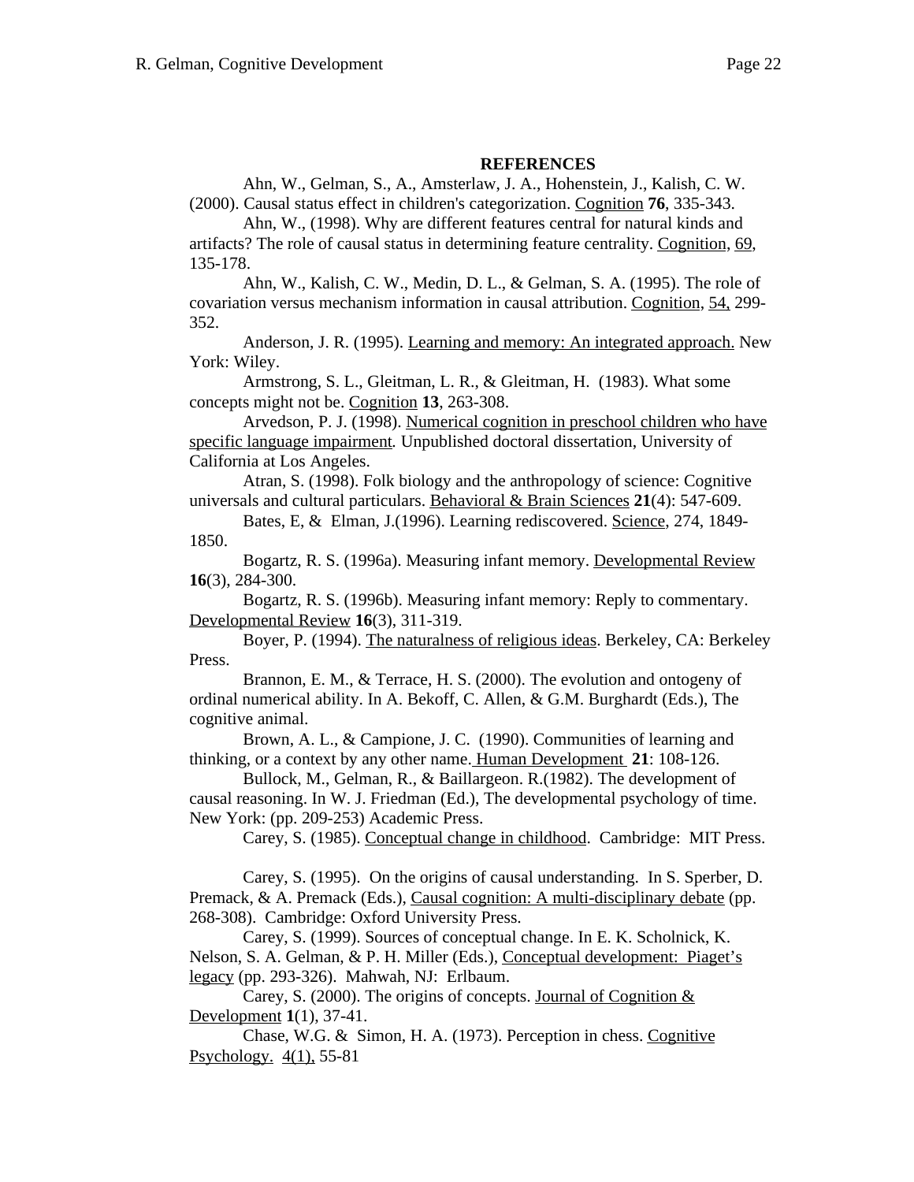## REFERENCES

Ahn, W., Gelman, S., A., Amsterlaw, J. A., Hohenstein, J., Kalish, C. W. (2000). Causal status effect in children's categorization. Cognition **76**, 335-343.

Ahn, W., (1998). Why are different features central for natural kinds and artifacts? The role of causal status in determining feature centrality. Cognition, 69, 135-178.

Ahn, W., Kalish, C. W., Medin, D. L., & Gelman, S. A. (1995). The role of covariation versus mechanism information in causal attribution. Cognition, 54, 299-352.

Anderson, J. R. (1995). Learning and memory: An integrated approach. New York: Wiley.

Armstrong, S. L., Gleitman, L. R., & Gleitman, H. (1983). What some concepts might not be. Cognition **13**, 263-308.

Arvedson, P. J. (1998). Numerical cognition in preschool children who have specific language impairment. Unpublished doctoral dissertation, University of California at Los Angeles.

Atran, S. (1998). Folk biology and the anthropology of science: Cognitive universals and cultural particulars. Behavioral & Brain Sciences **21**(4): 547-609.

Bates, E, & Elman, J.(1996). Learning rediscovered. Science, 274, 1849-1850.

Bogartz, R. S. (1996a). Measuring infant memory. Developmental Review **16**(3), 284-300.

Bogartz, R. S. (1996b). Measuring infant memory: Reply to commentary. Developmental Review **16**(3), 311-319.

Boyer, P. (1994). The naturalness of religious ideas. Berkeley, CA: Berkeley Press.

Brannon, E. M., & Terrace, H. S. (2000). The evolution and ontogeny of ordinal numerical ability. In A. Bekoff, C. Allen, & G.M. Burghardt (Eds.), The cognitive animal.

Brown, A. L., & Campione, J. C. (1990). Communities of learning and thinking, or a context by any other name. Human Development **21**: 108-126.

Bullock, M., Gelman, R., & Baillargeon. R.(1982). The development of causal reasoning. In W. J. Friedman (Ed.), The developmental psychology of time. New York: (pp. 209-253) Academic Press.

Carey, S. (1985). Conceptual change in childhood. Cambridge: MIT Press.

Carey, S. (1995). On the origins of causal understanding. In S. Sperber, D. Premack, & A. Premack (Eds.), Causal cognition: A multi-disciplinary debate (pp. 268-308). Cambridge: Oxford University Press.

Carey, S. (1999). Sources of conceptual change. In E. K. Scholnick, K. Nelson, S. A. Gelman, & P. H. Miller (Eds.), Conceptual development: Piaget's legacy (pp. 293-326). Mahwah, NJ: Erlbaum.

Carey, S. (2000). The origins of concepts. Journal of Cognition & Development **1**(1), 37-41.

Chase, W.G. & Simon, H. A. (1973). Perception in chess. Cognitive Psychology. 4(1), 55-81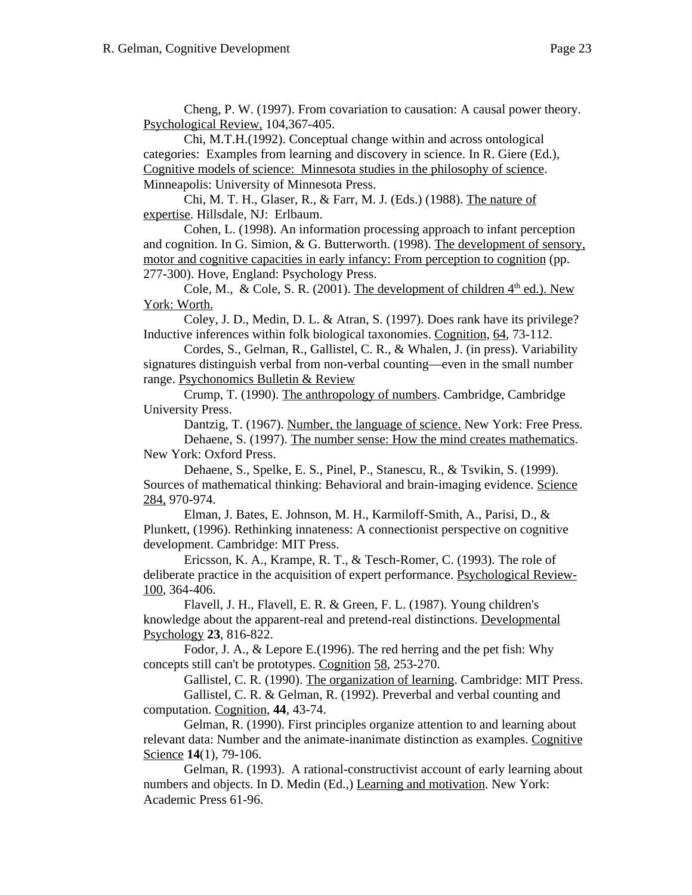Cheng, P. W. (1997). From covariation to causation: A causal power theory. Psychological Review, 104,367-405.

Chi, M.T.H.(1992). Conceptual change within and across ontological categories: Examples from learning and discovery in science. In R. Giere (Ed.), Cognitive models of science: Minnesota studies in the philosophy of science. Minneapolis: University of Minnesota Press.

Chi, M. T. H., Glaser, R., & Farr, M. J. (Eds.) (1988). The nature of expertise. Hillsdale, NJ: Erlbaum.

Cohen, L. (1998). An information processing approach to infant perception and cognition. In G. Simion, & G. Butterworth. (1998). The development of sensory, motor and cognitive capacities in early infancy: From perception to cognition (pp. 277-300). Hove, England: Psychology Press.

Cole, M., & Cole, S. R. (2001). The development of children 4th ed.). New York: Worth.

Coley, J. D., Medin, D. L. & Atran, S. (1997). Does rank have its privilege? Inductive inferences within folk biological taxonomies. Cognition, 64, 73-112.

Cordes, S., Gelman, R., Gallistel, C. R., & Whalen, J. (in press). Variability signatures distinguish verbal from non-verbal counting—even in the small number range. Psychonomics Bulletin & Review

Crump, T. (1990). The anthropology of numbers. Cambridge, Cambridge University Press.

Dantzig, T. (1967). Number, the language of science. New York: Free Press.

Dehaene, S. (1997). The number sense: How the mind creates mathematics. New York: Oxford Press.

Dehaene, S., Spelke, E. S., Pinel, P., Stanescu, R., & Tsvikin, S. (1999). Sources of mathematical thinking: Behavioral and brain-imaging evidence. Science 284, 970-974.

Elman, J. Bates, E. Johnson, M. H., Karmiloff-Smith, A., Parisi, D., & Plunkett, (1996). Rethinking innateness: A connectionist perspective on cognitive development. Cambridge: MIT Press.

Ericsson, K. A., Krampe, R. T., & Tesch-Romer, C. (1993). The role of deliberate practice in the acquisition of expert performance. Psychological Review-100, 364-406.

Flavell, J. H., Flavell, E. R. & Green, F. L. (1987). Young children's knowledge about the apparent-real and pretend-real distinctions. Developmental Psychology **23**, 816-822.

Fodor, J. A., & Lepore E.(1996). The red herring and the pet fish: Why concepts still can't be prototypes. Cognition 58, 253-270.

Gallistel, C. R. (1990). The organization of learning. Cambridge: MIT Press.

Gallistel, C. R. & Gelman, R. (1992). Preverbal and verbal counting and computation. Cognition, **44**, 43-74.

Gelman, R. (1990). First principles organize attention to and learning about relevant data: Number and the animate-inanimate distinction as examples. Cognitive Science **14**(1), 79-106.

Gelman, R. (1993). A rational-constructivist account of early learning about numbers and objects. In D. Medin (Ed.,) Learning and motivation. New York: Academic Press 61-96.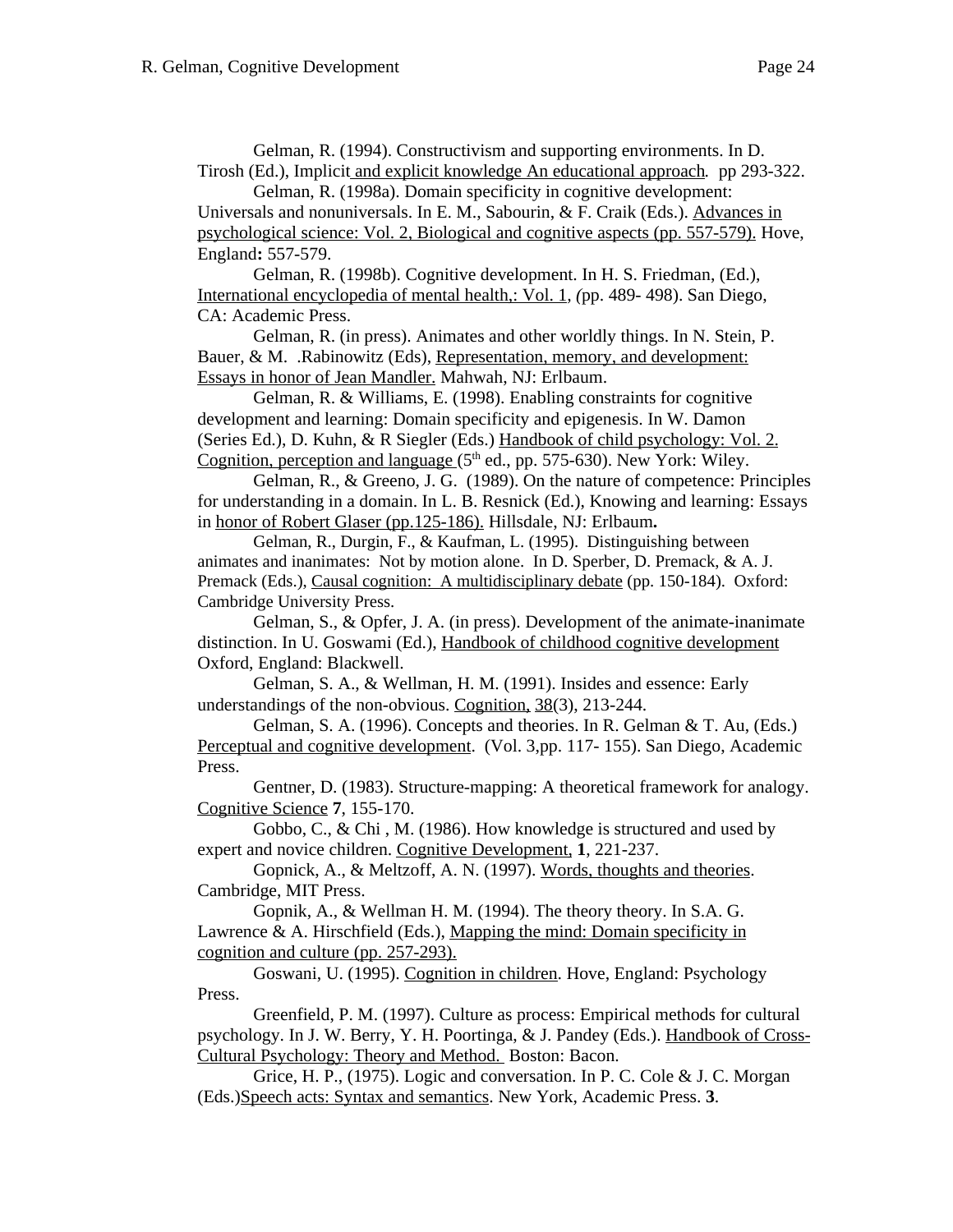Gelman, R. (1994). Constructivism and supporting environments. In D. Tirosh (Ed.), Implicit and explicit knowledge An educational approach. pp 293-322.

Gelman, R. (1998a). Domain specificity in cognitive development: Universals and nonuniversals. In E. M., Sabourin, & F. Craik (Eds.). Advances in psychological science: Vol. 2, Biological and cognitive aspects (pp. 557-579). Hove, England**:** 557-579.

Gelman, R. (1998b). Cognitive development. In H. S. Friedman, (Ed.), International encyclopedia of mental health,: Vol. 1, (pp. 489- 498). San Diego, CA: Academic Press.

Gelman, R. (in press). Animates and other worldly things. In N. Stein, P. Bauer, & M. .Rabinowitz (Eds), Representation, memory, and development: Essays in honor of Jean Mandler. Mahwah, NJ: Erlbaum.

Gelman, R. & Williams, E. (1998). Enabling constraints for cognitive development and learning: Domain specificity and epigenesis. In W. Damon (Series Ed.), D. Kuhn, & R Siegler (Eds.) Handbook of child psychology: Vol. 2. Cognition, perception and language (5th ed., pp. 575-630). New York: Wiley.

Gelman, R., & Greeno, J. G. (1989). On the nature of competence: Principles for understanding in a domain. In L. B. Resnick (Ed.), Knowing and learning: Essays in honor of Robert Glaser (pp.125-186). Hillsdale, NJ: Erlbaum**.**

Gelman, R., Durgin, F., & Kaufman, L. (1995). Distinguishing between animates and inanimates: Not by motion alone. In D. Sperber, D. Premack, & A. J. Premack (Eds.), Causal cognition: A multidisciplinary debate (pp. 150-184). Oxford: Cambridge University Press.

Gelman, S., & Opfer, J. A. (in press). Development of the animate-inanimate distinction. In U. Goswami (Ed.), Handbook of childhood cognitive development Oxford, England: Blackwell.

Gelman, S. A., & Wellman, H. M. (1991). Insides and essence: Early understandings of the non-obvious. Cognition, 38(3), 213-244.

Gelman, S. A. (1996). Concepts and theories. In R. Gelman & T. Au, (Eds.) Perceptual and cognitive development. (Vol. 3,pp. 117- 155). San Diego, Academic Press.

Gentner, D. (1983). Structure-mapping: A theoretical framework for analogy. Cognitive Science **7**, 155-170.

Gobbo, C., & Chi , M. (1986). How knowledge is structured and used by expert and novice children. Cognitive Development, **1**, 221-237.

Gopnick, A., & Meltzoff, A. N. (1997). Words, thoughts and theories. Cambridge, MIT Press.

Gopnik, A., & Wellman H. M. (1994). The theory theory. In S.A. G. Lawrence & A. Hirschfield (Eds.), Mapping the mind: Domain specificity in cognition and culture (pp. 257-293).

Goswani, U. (1995). Cognition in children. Hove, England: Psychology Press.

Greenfield, P. M. (1997). Culture as process: Empirical methods for cultural psychology. In J. W. Berry, Y. H. Poortinga, & J. Pandey (Eds.). Handbook of Cross-Cultural Psychology: Theory and Method. Boston: Bacon.

Grice, H. P., (1975). Logic and conversation. In P. C. Cole & J. C. Morgan (Eds.)Speech acts: Syntax and semantics. New York, Academic Press. **3**.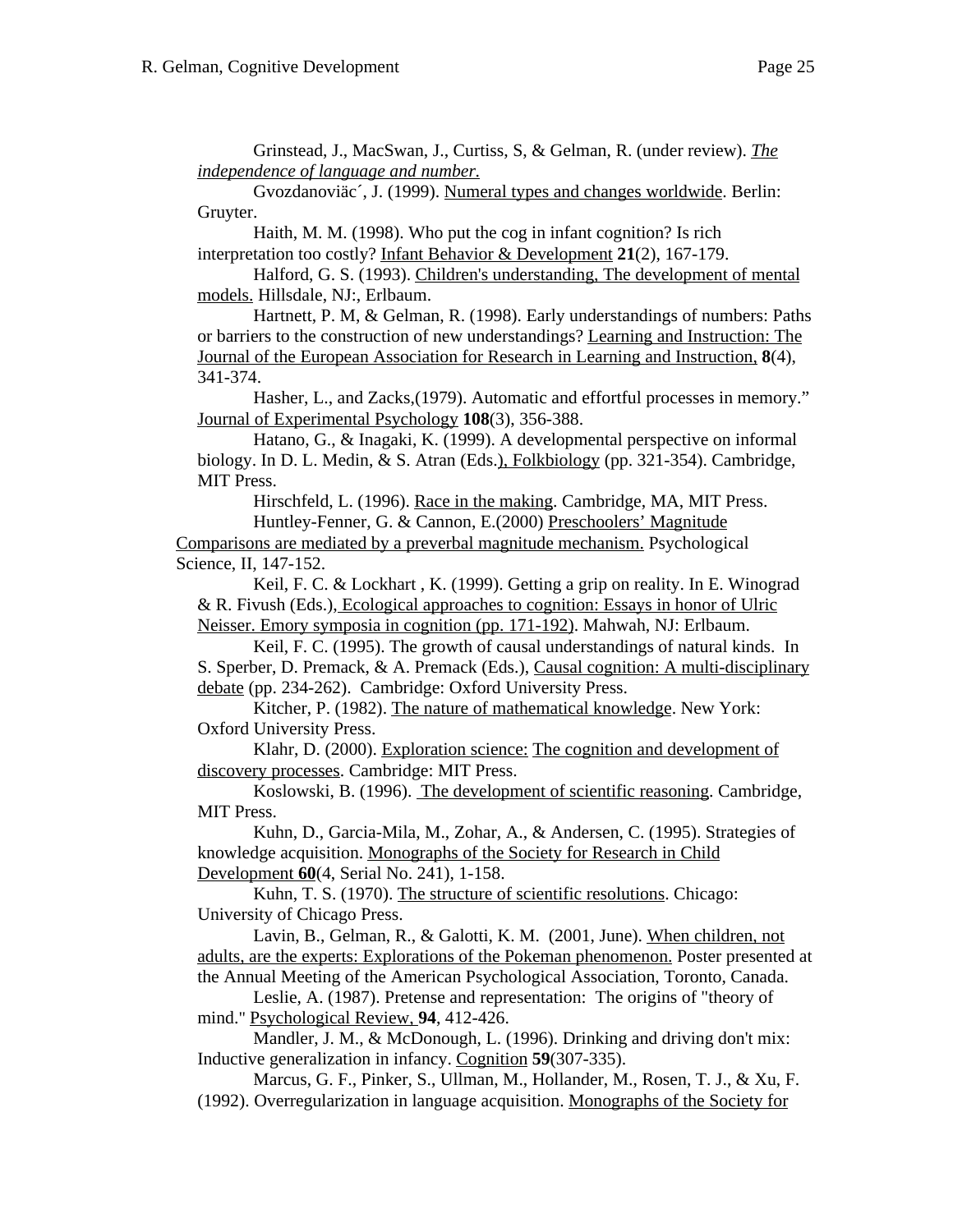Grinstead, J., MacSwan, J., Curtiss, S, & Gelman, R. (under review). *The independence of language and number.*

Gvozdanoviäc´, J. (1999). Numeral types and changes worldwide. Berlin: Gruyter.

Haith, M. M. (1998). Who put the cog in infant cognition? Is rich interpretation too costly? Infant Behavior & Development **21**(2), 167-179.

Halford, G. S. (1993). Children's understanding, The development of mental models. Hillsdale, NJ:, Erlbaum.

Hartnett, P. M, & Gelman, R. (1998). Early understandings of numbers: Paths or barriers to the construction of new understandings? Learning and Instruction: The Journal of the European Association for Research in Learning and Instruction, **8**(4), 341-374.

Hasher, L., and Zacks,(1979). Automatic and effortful processes in memory." Journal of Experimental Psychology **108**(3), 356-388.

Hatano, G., & Inagaki, K. (1999). A developmental perspective on informal biology. In D. L. Medin, & S. Atran (Eds.), Folkbiology (pp. 321-354). Cambridge, MIT Press.

Hirschfeld, L. (1996). Race in the making. Cambridge, MA, MIT Press.

Huntley-Fenner, G. & Cannon, E.(2000) Preschoolers' Magnitude Comparisons are mediated by a preverbal magnitude mechanism. Psychological Science, II, 147-152.

Keil, F. C. & Lockhart , K. (1999). Getting a grip on reality. In E. Winograd & R. Fivush (Eds.), Ecological approaches to cognition: Essays in honor of Ulric Neisser. Emory symposia in cognition (pp. 171-192). Mahwah, NJ: Erlbaum.

Keil, F. C. (1995). The growth of causal understandings of natural kinds. In S. Sperber, D. Premack, & A. Premack (Eds.), Causal cognition: A multi-disciplinary debate (pp. 234-262). Cambridge: Oxford University Press.

Kitcher, P. (1982). The nature of mathematical knowledge. New York: Oxford University Press.

Klahr, D. (2000). Exploration science: The cognition and development of discovery processes. Cambridge: MIT Press.

Koslowski, B. (1996). The development of scientific reasoning. Cambridge, MIT Press.

Kuhn, D., Garcia-Mila, M., Zohar, A., & Andersen, C. (1995). Strategies of knowledge acquisition. Monographs of the Society for Research in Child Development **60**(4, Serial No. 241), 1-158.

Kuhn, T. S. (1970). The structure of scientific resolutions. Chicago: University of Chicago Press.

Lavin, B., Gelman, R., & Galotti, K. M. (2001, June). When children, not adults, are the experts: Explorations of the Pokeman phenomenon. Poster presented at the Annual Meeting of the American Psychological Association, Toronto, Canada.

Leslie, A. (1987). Pretense and representation: The origins of "theory of mind." Psychological Review, **94**, 412-426.

Mandler, J. M., & McDonough, L. (1996). Drinking and driving don't mix: Inductive generalization in infancy. Cognition **59**(307-335).

Marcus, G. F., Pinker, S., Ullman, M., Hollander, M., Rosen, T. J., & Xu, F. (1992). Overregularization in language acquisition. Monographs of the Society for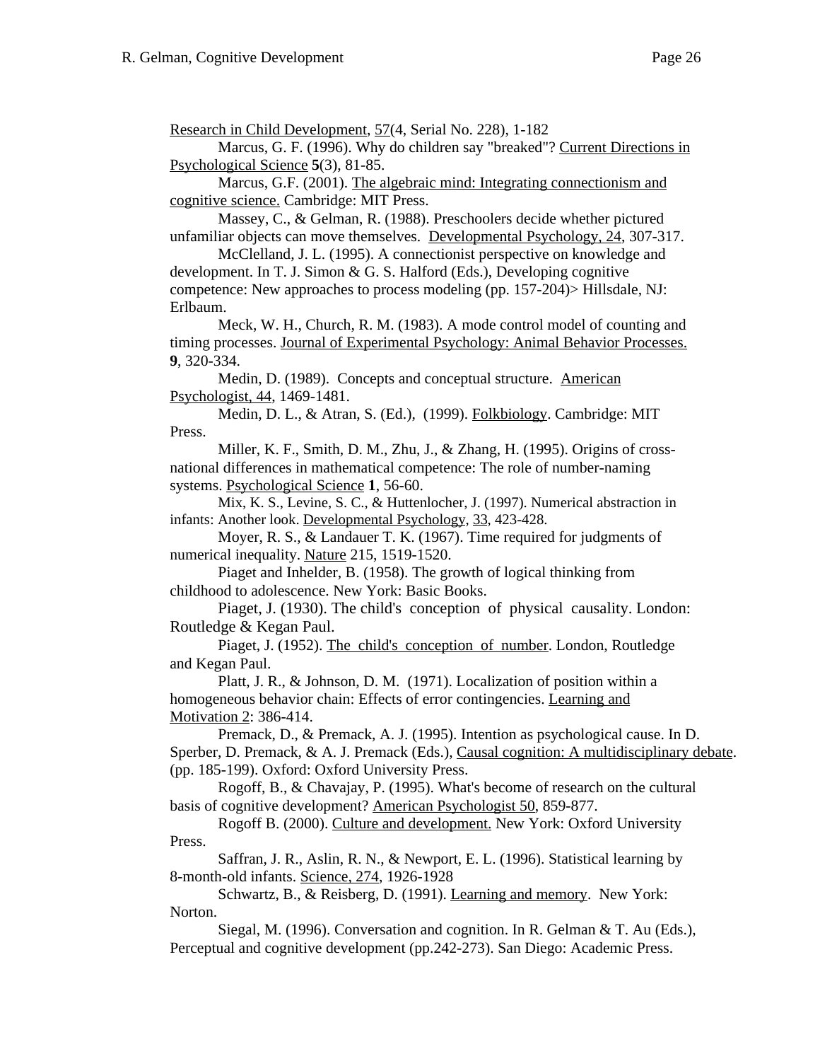Research in Child Development, 57(4, Serial No. 228), 1-182

Marcus, G. F. (1996). Why do children say "breaked"? Current Directions in Psychological Science **5**(3), 81-85.

Marcus, G.F. (2001). The algebraic mind: Integrating connectionism and cognitive science. Cambridge: MIT Press.

Massey, C., & Gelman, R. (1988). Preschoolers decide whether pictured unfamiliar objects can move themselves. Developmental Psychology, 24, 307-317.

McClelland, J. L. (1995). A connectionist perspective on knowledge and development. In T. J. Simon & G. S. Halford (Eds.), Developing cognitive competence: New approaches to process modeling (pp. 157-204)> Hillsdale, NJ: Erlbaum.

Meck, W. H., Church, R. M. (1983). A mode control model of counting and timing processes. Journal of Experimental Psychology: Animal Behavior Processes. **9**, 320-334.

Medin, D. (1989). Concepts and conceptual structure. American Psychologist, 44, 1469-1481.

Medin, D. L., & Atran, S. (Ed.), (1999). Folkbiology. Cambridge: MIT Press.

Miller, K. F., Smith, D. M., Zhu, J., & Zhang, H. (1995). Origins of cross-national differences in mathematical competence: The role of number-naming systems. Psychological Science **1**, 56-60.

Mix, K. S., Levine, S. C., & Huttenlocher, J. (1997). Numerical abstraction in infants: Another look. Developmental Psychology, 33, 423-428.

Moyer, R. S., & Landauer T. K. (1967). Time required for judgments of numerical inequality. Nature 215, 1519-1520.

Piaget and Inhelder, B. (1958). The growth of logical thinking from childhood to adolescence. New York: Basic Books.

Piaget, J. (1930). The child's conception of physical causality. London: Routledge & Kegan Paul.

Piaget, J. (1952). The child's conception of number. London, Routledge and Kegan Paul.

Platt, J. R., & Johnson, D. M. (1971). Localization of position within a homogeneous behavior chain: Effects of error contingencies. Learning and Motivation 2: 386-414.

Premack, D., & Premack, A. J. (1995). Intention as psychological cause. In D. Sperber, D. Premack, & A. J. Premack (Eds.), Causal cognition: A multidisciplinary debate. (pp. 185-199). Oxford: Oxford University Press.

Rogoff, B., & Chavajay, P. (1995). What's become of research on the cultural basis of cognitive development? American Psychologist 50, 859-877.

Rogoff B. (2000). Culture and development. New York: Oxford University Press.

Saffran, J. R., Aslin, R. N., & Newport, E. L. (1996). Statistical learning by 8-month-old infants. Science, 274, 1926-1928

Schwartz, B., & Reisberg, D. (1991). Learning and memory. New York: Norton.

Siegal, M. (1996). Conversation and cognition. In R. Gelman & T. Au (Eds.), Perceptual and cognitive development (pp.242-273). San Diego: Academic Press.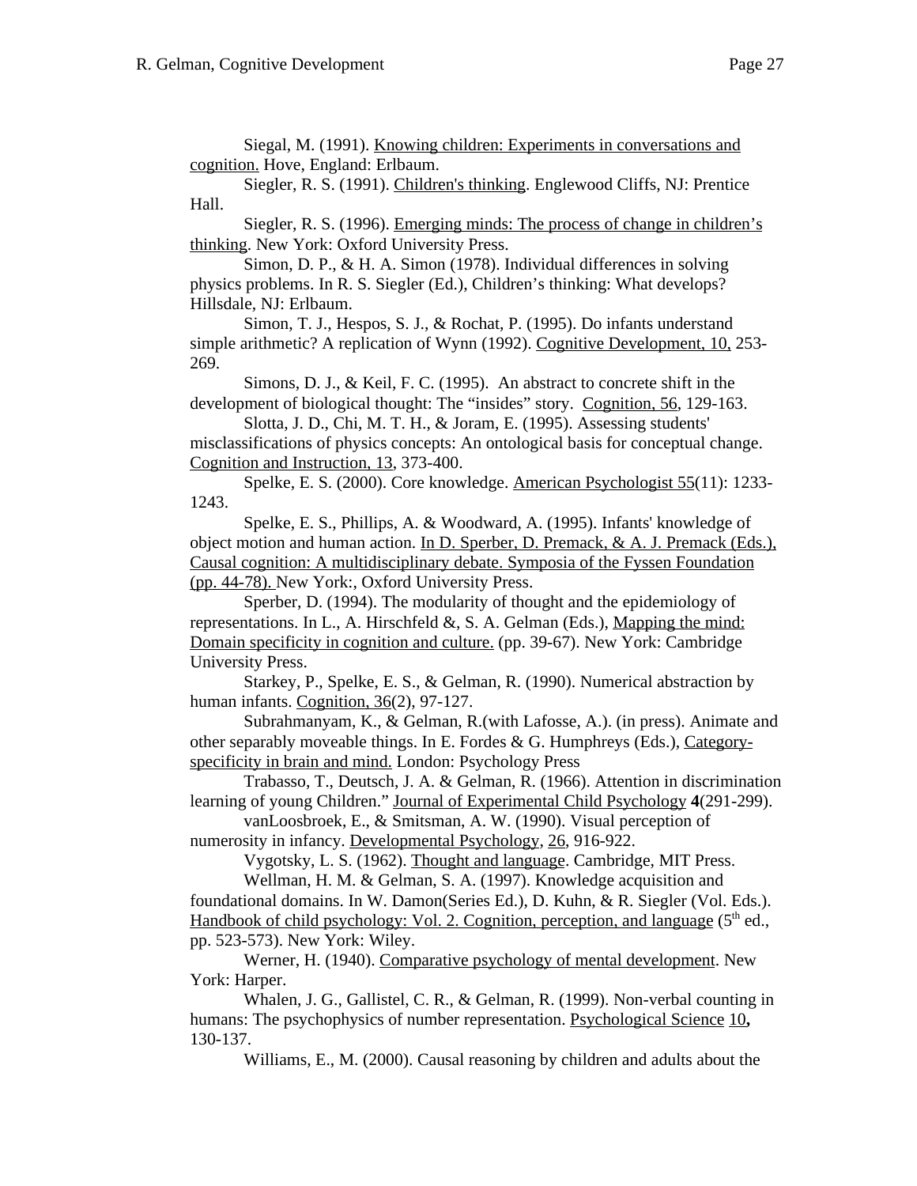Siegal, M. (1991). Knowing children: Experiments in conversations and cognition. Hove, England: Erlbaum.

Siegler, R. S. (1991). Children's thinking. Englewood Cliffs, NJ: Prentice Hall.

Siegler, R. S. (1996). Emerging minds: The process of change in children's thinking. New York: Oxford University Press.

Simon, D. P., & H. A. Simon (1978). Individual differences in solving physics problems. In R. S. Siegler (Ed.), Children's thinking: What develops? Hillsdale, NJ: Erlbaum.

Simon, T. J., Hespos, S. J., & Rochat, P. (1995). Do infants understand simple arithmetic? A replication of Wynn (1992). Cognitive Development, 10, 253-269.

Simons, D. J., & Keil, F. C. (1995). An abstract to concrete shift in the development of biological thought: The "insides" story. Cognition, 56, 129-163.

Slotta, J. D., Chi, M. T. H., & Joram, E. (1995). Assessing students' misclassifications of physics concepts: An ontological basis for conceptual change. Cognition and Instruction, 13, 373-400.

Spelke, E. S. (2000). Core knowledge. American Psychologist 55(11): 1233-1243.

Spelke, E. S., Phillips, A. & Woodward, A. (1995). Infants' knowledge of object motion and human action. In D. Sperber, D. Premack, & A. J. Premack (Eds.), Causal cognition: A multidisciplinary debate. Symposia of the Fyssen Foundation (pp. 44-78). New York:, Oxford University Press.

Sperber, D. (1994). The modularity of thought and the epidemiology of representations. In L., A. Hirschfeld &, S. A. Gelman (Eds.), Mapping the mind: Domain specificity in cognition and culture. (pp. 39-67). New York: Cambridge University Press.

Starkey, P., Spelke, E. S., & Gelman, R. (1990). Numerical abstraction by human infants. Cognition, 36(2), 97-127.

Subrahmanyam, K., & Gelman, R.(with Lafosse, A.). (in press). Animate and other separably moveable things. In E. Fordes & G. Humphreys (Eds.), Category-specificity in brain and mind. London: Psychology Press

Trabasso, T., Deutsch, J. A. & Gelman, R. (1966). Attention in discrimination learning of young Children." Journal of Experimental Child Psychology **4**(291-299).

vanLoosbroek, E., & Smitsman, A. W. (1990). Visual perception of numerosity in infancy. Developmental Psychology, 26, 916-922.

Vygotsky, L. S. (1962). Thought and language. Cambridge, MIT Press.

Wellman, H. M. & Gelman, S. A. (1997). Knowledge acquisition and foundational domains. In W. Damon(Series Ed.), D. Kuhn, & R. Siegler (Vol. Eds.). Handbook of child psychology: Vol. 2. Cognition, perception, and language (5th ed., pp. 523-573). New York: Wiley.

Werner, H. (1940). Comparative psychology of mental development. New York: Harper.

Whalen, J. G., Gallistel, C. R., & Gelman, R. (1999). Non-verbal counting in humans: The psychophysics of number representation. Psychological Science 10**,** 130-137.

Williams, E., M. (2000). Causal reasoning by children and adults about the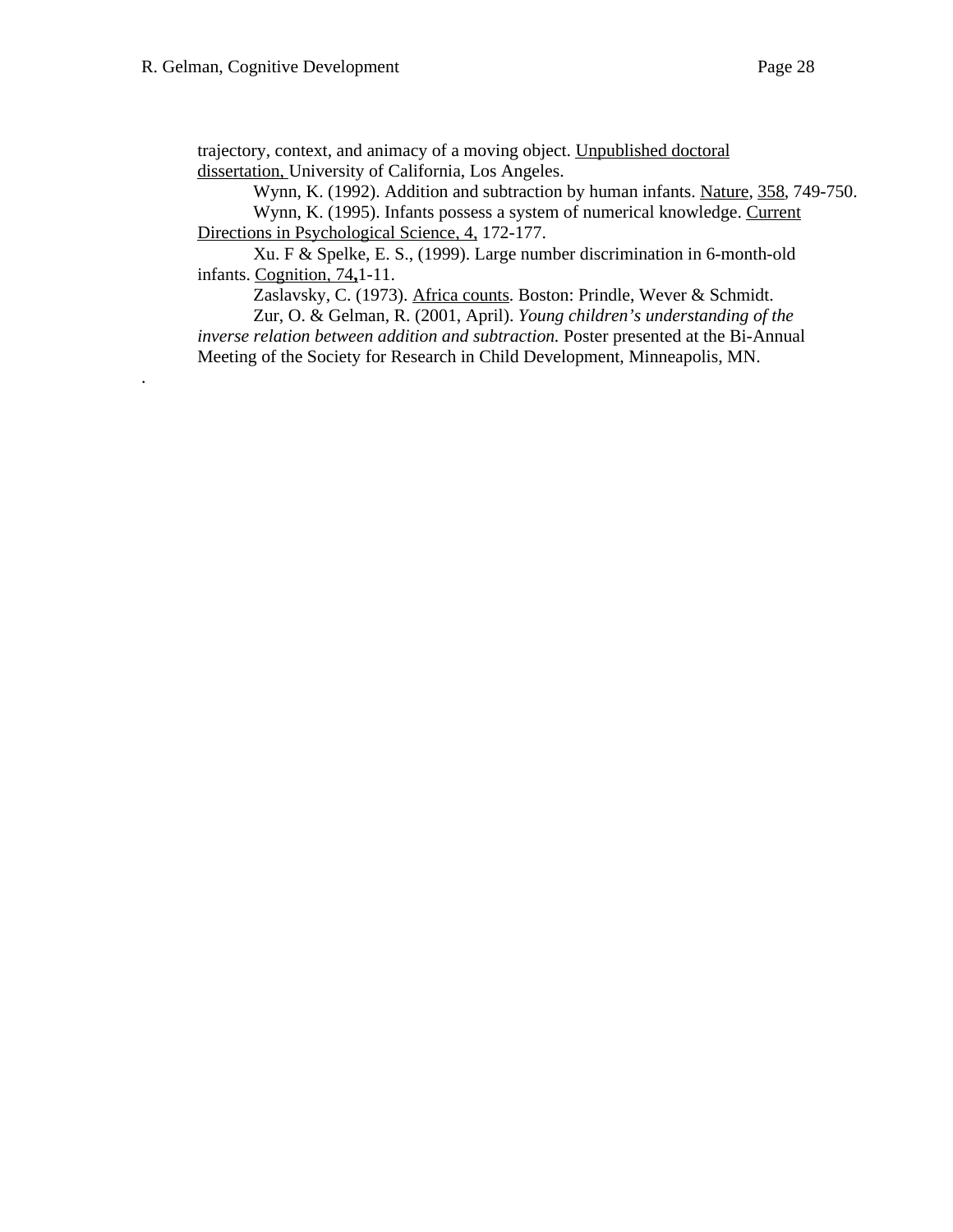trajectory, context, and animacy of a moving object. Unpublished doctoral dissertation, University of California, Los Angeles.

Wynn, K. (1992). Addition and subtraction by human infants. Nature, 358, 749-750.

Wynn, K. (1995). Infants possess a system of numerical knowledge. Current Directions in Psychological Science, 4, 172-177.

Xu. F & Spelke, E. S., (1999). Large number discrimination in 6-month-old infants. Cognition, 74, 1-11.

Zaslavsky, C. (1973). Africa counts. Boston: Prindle, Wever & Schmidt.

Zur, O. & Gelman, R. (2001, April). *Young children's understanding of the inverse relation between addition and subtraction.* Poster presented at the Bi-Annual Meeting of the Society for Research in Child Development, Minneapolis, MN.

.